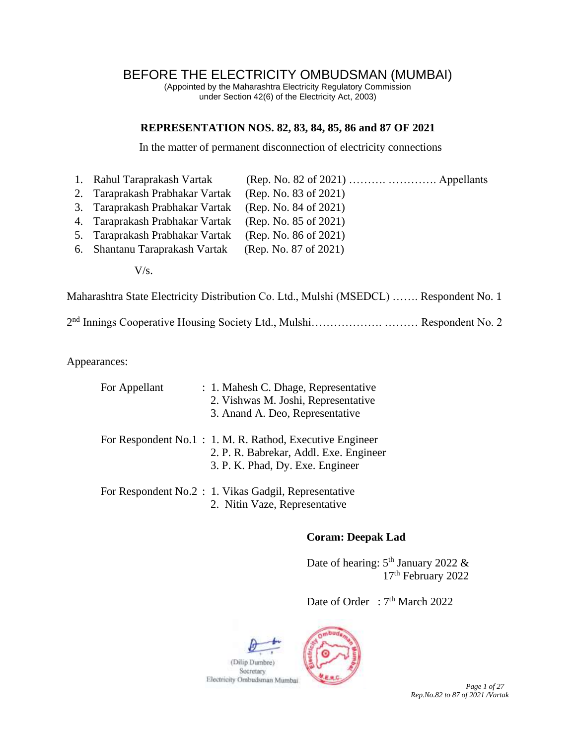# BEFORE THE ELECTRICITY OMBUDSMAN (MUMBAI)

(Appointed by the Maharashtra Electricity Regulatory Commission under Section 42(6) of the Electricity Act, 2003)

## REPRESENTATION NOS. 82, 83, 84, 85, 86 and 87 OF 2021

In the matter of permanent disconnection of electricity connections

1. Rahul Taraprakash Vartak (Rep. No. 82 of 2021) ………. …………. Appellants
2. Taraprakash Prabhakar Vartak (Rep. No. 83 of 2021)
3. Taraprakash Prabhakar Vartak (Rep. No. 84 of 2021)
4. Taraprakash Prabhakar Vartak (Rep. No. 85 of 2021)
5. Taraprakash Prabhakar Vartak (Rep. No. 86 of 2021)
6. Shantanu Taraprakash Vartak (Rep. No. 87 of 2021)

V/s.

Maharashtra State Electricity Distribution Co. Ltd., Mulshi (MSEDCL) ……. Respondent No. 1

2nd Innings Cooperative Housing Society Ltd., Mulshi………………. ……… Respondent No. 2

Appearances:

For Appellant : 1. Mahesh C. Dhage, Representative
2. Vishwas M. Joshi, Representative
3. Anand A. Deo, Representative

For Respondent No.1 : 1. M. R. Rathod, Executive Engineer
2. P. R. Babrekar, Addl. Exe. Engineer
3. P. K. Phad, Dy. Exe. Engineer

For Respondent No.2 : 1. Vikas Gadgil, Representative
2. Nitin Vaze, Representative

**Coram: Deepak Lad**

Date of hearing: 5th January 2022 &
17th February 2022

Date of Order : 7th March 2022

(Dilip Dumbre)
Secretary
Electricity Ombudsman Mumbai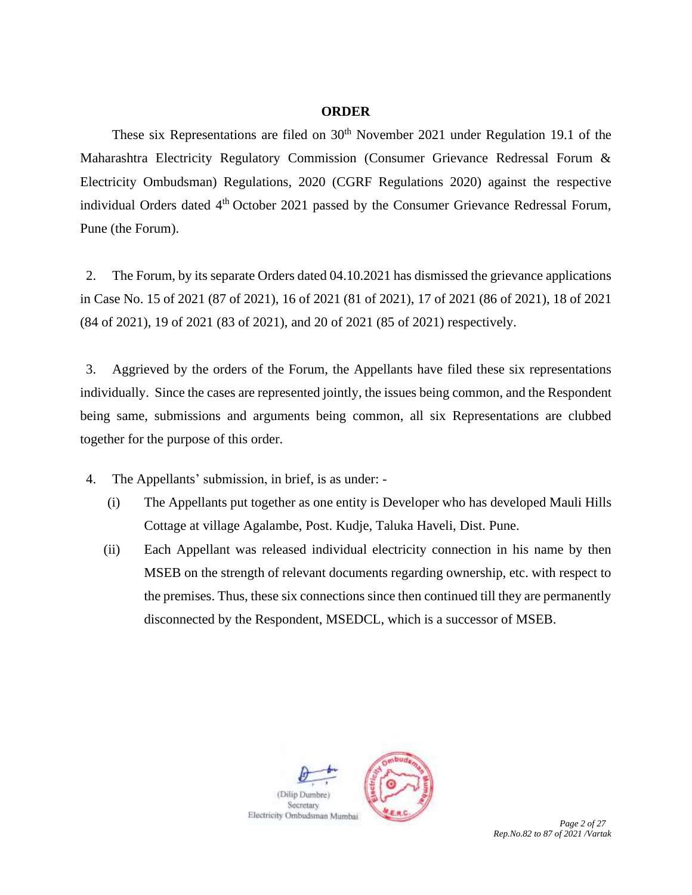**ORDER**

These six Representations are filed on 30th November 2021 under Regulation 19.1 of the Maharashtra Electricity Regulatory Commission (Consumer Grievance Redressal Forum & Electricity Ombudsman) Regulations, 2020 (CGRF Regulations 2020) against the respective individual Orders dated 4th October 2021 passed by the Consumer Grievance Redressal Forum, Pune (the Forum).

2. The Forum, by its separate Orders dated 04.10.2021 has dismissed the grievance applications in Case No. 15 of 2021 (87 of 2021), 16 of 2021 (81 of 2021), 17 of 2021 (86 of 2021), 18 of 2021 (84 of 2021), 19 of 2021 (83 of 2021), and 20 of 2021 (85 of 2021) respectively.

3. Aggrieved by the orders of the Forum, the Appellants have filed these six representations individually. Since the cases are represented jointly, the issues being common, and the Respondent being same, submissions and arguments being common, all six Representations are clubbed together for the purpose of this order.

4. The Appellants' submission, in brief, is as under: -

(i) The Appellants put together as one entity is Developer who has developed Mauli Hills Cottage at village Agalambe, Post. Kudje, Taluka Haveli, Dist. Pune.

(ii) Each Appellant was released individual electricity connection in his name by then MSEB on the strength of relevant documents regarding ownership, etc. with respect to the premises. Thus, these six connections since then continued till they are permanently disconnected by the Respondent, MSEDCL, which is a successor of MSEB.

(Dilip Dumbre)
Secretary
Electricity Ombudsman Mumbai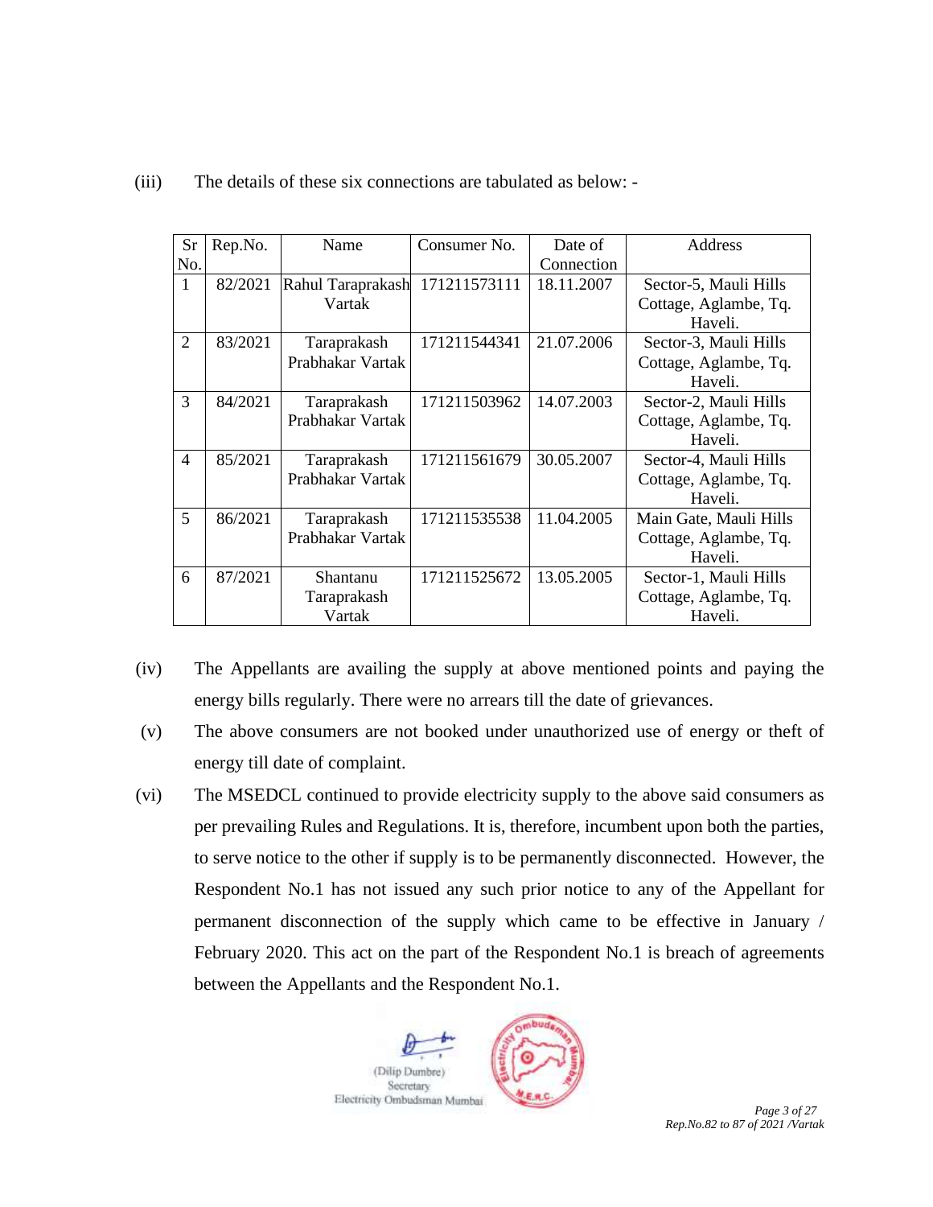(iii) The details of these six connections are tabulated as below: -

| Sr No. | Rep.No. | Name | Consumer No. | Date of Connection | Address |
| --- | --- | --- | --- | --- | --- |
| 1 | 82/2021 | Rahul Taraprakash Vartak | 171211573111 | 18.11.2007 | Sector-5, Mauli Hills Cottage, Aglambe, Tq. Haveli. |
| 2 | 83/2021 | Taraprakash Prabhakar Vartak | 171211544341 | 21.07.2006 | Sector-3, Mauli Hills Cottage, Aglambe, Tq. Haveli. |
| 3 | 84/2021 | Taraprakash Prabhakar Vartak | 171211503962 | 14.07.2003 | Sector-2, Mauli Hills Cottage, Aglambe, Tq. Haveli. |
| 4 | 85/2021 | Taraprakash Prabhakar Vartak | 171211561679 | 30.05.2007 | Sector-4, Mauli Hills Cottage, Aglambe, Tq. Haveli. |
| 5 | 86/2021 | Taraprakash Prabhakar Vartak | 171211535538 | 11.04.2005 | Main Gate, Mauli Hills Cottage, Aglambe, Tq. Haveli. |
| 6 | 87/2021 | Shantanu Taraprakash Vartak | 171211525672 | 13.05.2005 | Sector-1, Mauli Hills Cottage, Aglambe, Tq. Haveli. |

(iv) The Appellants are availing the supply at above mentioned points and paying the energy bills regularly. There were no arrears till the date of grievances.

(v) The above consumers are not booked under unauthorized use of energy or theft of energy till date of complaint.

(vi) The MSEDCL continued to provide electricity supply to the above said consumers as per prevailing Rules and Regulations. It is, therefore, incumbent upon both the parties, to serve notice to the other if supply is to be permanently disconnected. However, the Respondent No.1 has not issued any such prior notice to any of the Appellant for permanent disconnection of the supply which came to be effective in January / February 2020. This act on the part of the Respondent No.1 is breach of agreements between the Appellants and the Respondent No.1.

(Dilip Dumbre)
Secretary
Electricity Ombudsman Mumbai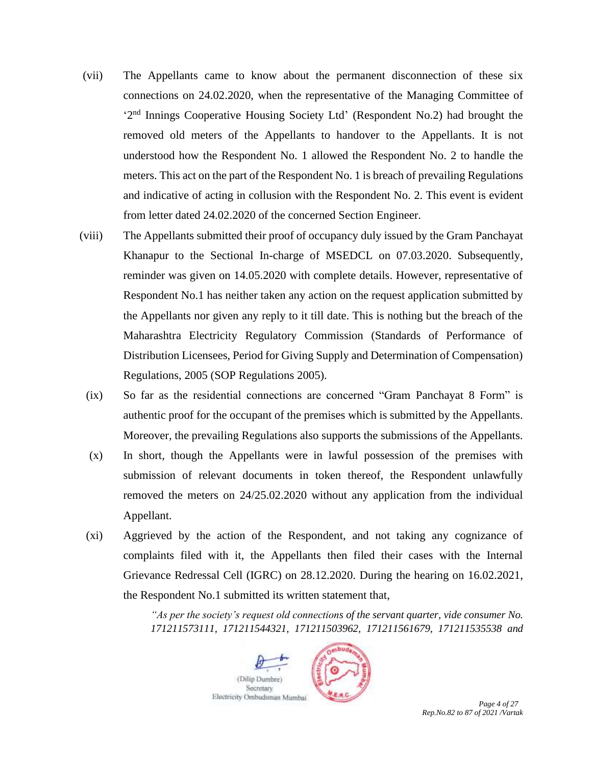(vii) The Appellants came to know about the permanent disconnection of these six connections on 24.02.2020, when the representative of the Managing Committee of '2nd Innings Cooperative Housing Society Ltd' (Respondent No.2) had brought the removed old meters of the Appellants to handover to the Appellants. It is not understood how the Respondent No. 1 allowed the Respondent No. 2 to handle the meters. This act on the part of the Respondent No. 1 is breach of prevailing Regulations and indicative of acting in collusion with the Respondent No. 2. This event is evident from letter dated 24.02.2020 of the concerned Section Engineer.

(viii) The Appellants submitted their proof of occupancy duly issued by the Gram Panchayat Khanapur to the Sectional In-charge of MSEDCL on 07.03.2020. Subsequently, reminder was given on 14.05.2020 with complete details. However, representative of Respondent No.1 has neither taken any action on the request application submitted by the Appellants nor given any reply to it till date. This is nothing but the breach of the Maharashtra Electricity Regulatory Commission (Standards of Performance of Distribution Licensees, Period for Giving Supply and Determination of Compensation) Regulations, 2005 (SOP Regulations 2005).

(ix) So far as the residential connections are concerned "Gram Panchayat 8 Form" is authentic proof for the occupant of the premises which is submitted by the Appellants. Moreover, the prevailing Regulations also supports the submissions of the Appellants.

(x) In short, though the Appellants were in lawful possession of the premises with submission of relevant documents in token thereof, the Respondent unlawfully removed the meters on 24/25.02.2020 without any application from the individual Appellant.

(xi) Aggrieved by the action of the Respondent, and not taking any cognizance of complaints filed with it, the Appellants then filed their cases with the Internal Grievance Redressal Cell (IGRC) on 28.12.2020. During the hearing on 16.02.2021, the Respondent No.1 submitted its written statement that,

> *"As per the society's request old connections of the servant quarter, vide consumer No. 171211573111, 171211544321, 171211503962, 171211561679, 171211535538 and*

(Dilip Dumbre)
Secretary
Electricity Ombudsman Mumbai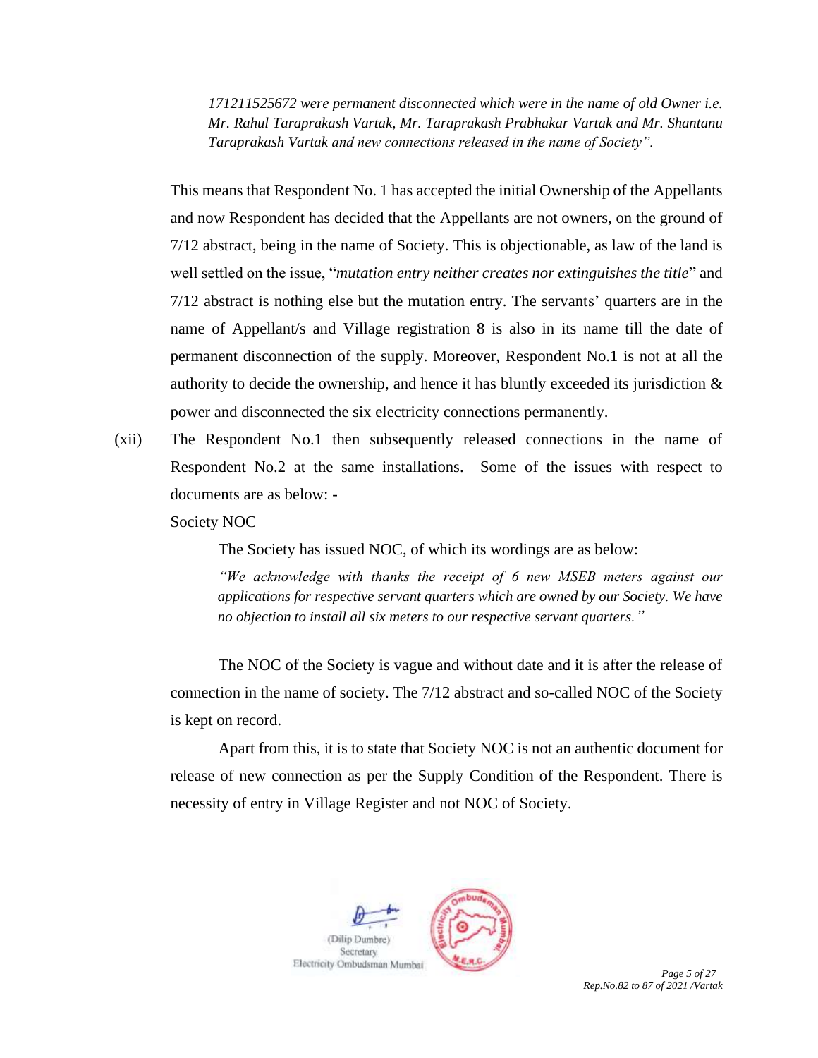*171211525672 were permanent disconnected which were in the name of old Owner i.e. Mr. Rahul Taraprakash Vartak, Mr. Taraprakash Prabhakar Vartak and Mr. Shantanu Taraprakash Vartak and new connections released in the name of Society".*

This means that Respondent No. 1 has accepted the initial Ownership of the Appellants and now Respondent has decided that the Appellants are not owners, on the ground of 7/12 abstract, being in the name of Society. This is objectionable, as law of the land is well settled on the issue, "*mutation entry neither creates nor extinguishes the title*" and 7/12 abstract is nothing else but the mutation entry. The servants' quarters are in the name of Appellant/s and Village registration 8 is also in its name till the date of permanent disconnection of the supply. Moreover, Respondent No.1 is not at all the authority to decide the ownership, and hence it has bluntly exceeded its jurisdiction & power and disconnected the six electricity connections permanently.

(xii) The Respondent No.1 then subsequently released connections in the name of Respondent No.2 at the same installations. Some of the issues with respect to documents are as below: -

Society NOC

The Society has issued NOC, of which its wordings are as below:

*"We acknowledge with thanks the receipt of 6 new MSEB meters against our applications for respective servant quarters which are owned by our Society. We have no objection to install all six meters to our respective servant quarters."*

The NOC of the Society is vague and without date and it is after the release of connection in the name of society. The 7/12 abstract and so-called NOC of the Society is kept on record.

Apart from this, it is to state that Society NOC is not an authentic document for release of new connection as per the Supply Condition of the Respondent. There is necessity of entry in Village Register and not NOC of Society.

(Dilip Dumbre)
Secretary
Electricity Ombudsman Mumbai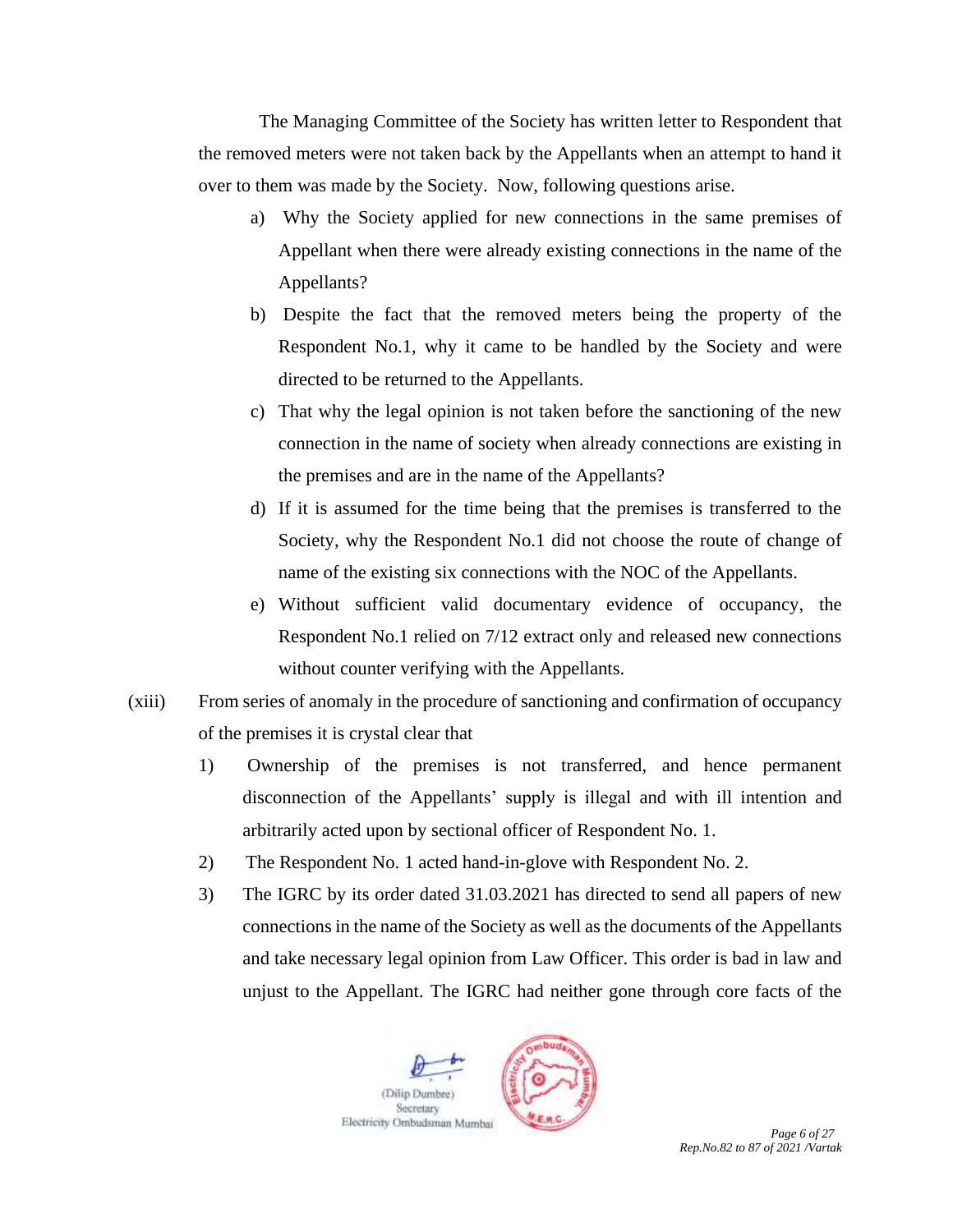The Managing Committee of the Society has written letter to Respondent that the removed meters were not taken back by the Appellants when an attempt to hand it over to them was made by the Society. Now, following questions arise.

a) Why the Society applied for new connections in the same premises of Appellant when there were already existing connections in the name of the Appellants?

b) Despite the fact that the removed meters being the property of the Respondent No.1, why it came to be handled by the Society and were directed to be returned to the Appellants.

c) That why the legal opinion is not taken before the sanctioning of the new connection in the name of society when already connections are existing in the premises and are in the name of the Appellants?

d) If it is assumed for the time being that the premises is transferred to the Society, why the Respondent No.1 did not choose the route of change of name of the existing six connections with the NOC of the Appellants.

e) Without sufficient valid documentary evidence of occupancy, the Respondent No.1 relied on 7/12 extract only and released new connections without counter verifying with the Appellants.

(xiii) From series of anomaly in the procedure of sanctioning and confirmation of occupancy of the premises it is crystal clear that

1) Ownership of the premises is not transferred, and hence permanent disconnection of the Appellants' supply is illegal and with ill intention and arbitrarily acted upon by sectional officer of Respondent No. 1.

2) The Respondent No. 1 acted hand-in-glove with Respondent No. 2.

3) The IGRC by its order dated 31.03.2021 has directed to send all papers of new connections in the name of the Society as well as the documents of the Appellants and take necessary legal opinion from Law Officer. This order is bad in law and unjust to the Appellant. The IGRC had neither gone through core facts of the

(Dilip Dumbre)
Secretary
Electricity Ombudsman Mumbai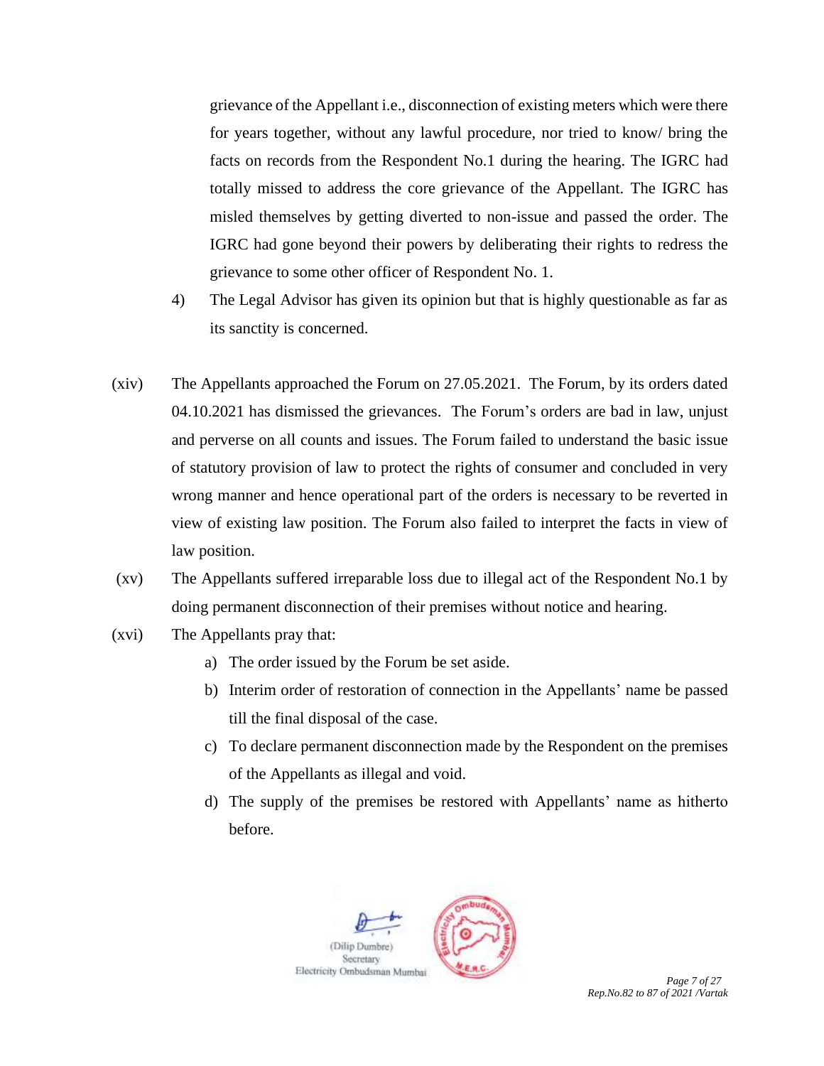grievance of the Appellant i.e., disconnection of existing meters which were there for years together, without any lawful procedure, nor tried to know/ bring the facts on records from the Respondent No.1 during the hearing. The IGRC had totally missed to address the core grievance of the Appellant. The IGRC has misled themselves by getting diverted to non-issue and passed the order. The IGRC had gone beyond their powers by deliberating their rights to redress the grievance to some other officer of Respondent No. 1.

4) The Legal Advisor has given its opinion but that is highly questionable as far as its sanctity is concerned.

(xiv) The Appellants approached the Forum on 27.05.2021. The Forum, by its orders dated 04.10.2021 has dismissed the grievances. The Forum's orders are bad in law, unjust and perverse on all counts and issues. The Forum failed to understand the basic issue of statutory provision of law to protect the rights of consumer and concluded in very wrong manner and hence operational part of the orders is necessary to be reverted in view of existing law position. The Forum also failed to interpret the facts in view of law position.

(xv) The Appellants suffered irreparable loss due to illegal act of the Respondent No.1 by doing permanent disconnection of their premises without notice and hearing.

(xvi) The Appellants pray that:

a) The order issued by the Forum be set aside.
b) Interim order of restoration of connection in the Appellants' name be passed till the final disposal of the case.
c) To declare permanent disconnection made by the Respondent on the premises of the Appellants as illegal and void.
d) The supply of the premises be restored with Appellants' name as hitherto before.

(Dilip Dumbre)
Secretary
Electricity Ombudsman Mumbai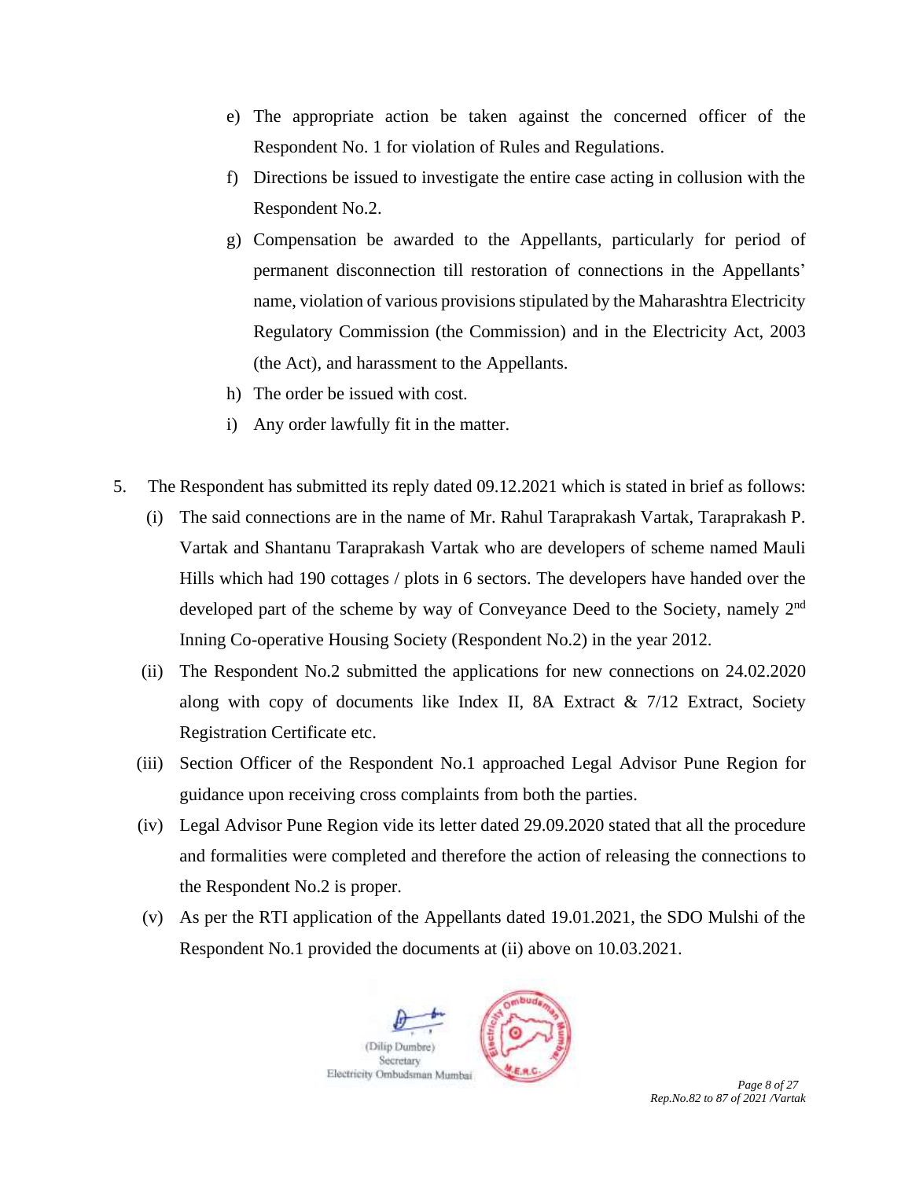e) The appropriate action be taken against the concerned officer of the Respondent No. 1 for violation of Rules and Regulations.

f) Directions be issued to investigate the entire case acting in collusion with the Respondent No.2.

g) Compensation be awarded to the Appellants, particularly for period of permanent disconnection till restoration of connections in the Appellants' name, violation of various provisions stipulated by the Maharashtra Electricity Regulatory Commission (the Commission) and in the Electricity Act, 2003 (the Act), and harassment to the Appellants.

h) The order be issued with cost.

i) Any order lawfully fit in the matter.

5. The Respondent has submitted its reply dated 09.12.2021 which is stated in brief as follows:

(i) The said connections are in the name of Mr. Rahul Taraprakash Vartak, Taraprakash P. Vartak and Shantanu Taraprakash Vartak who are developers of scheme named Mauli Hills which had 190 cottages / plots in 6 sectors. The developers have handed over the developed part of the scheme by way of Conveyance Deed to the Society, namely 2nd Inning Co-operative Housing Society (Respondent No.2) in the year 2012.

(ii) The Respondent No.2 submitted the applications for new connections on 24.02.2020 along with copy of documents like Index II, 8A Extract & 7/12 Extract, Society Registration Certificate etc.

(iii) Section Officer of the Respondent No.1 approached Legal Advisor Pune Region for guidance upon receiving cross complaints from both the parties.

(iv) Legal Advisor Pune Region vide its letter dated 29.09.2020 stated that all the procedure and formalities were completed and therefore the action of releasing the connections to the Respondent No.2 is proper.

(v) As per the RTI application of the Appellants dated 19.01.2021, the SDO Mulshi of the Respondent No.1 provided the documents at (ii) above on 10.03.2021.

(Dilip Dumbre)
Secretary
Electricity Ombudsman Mumbai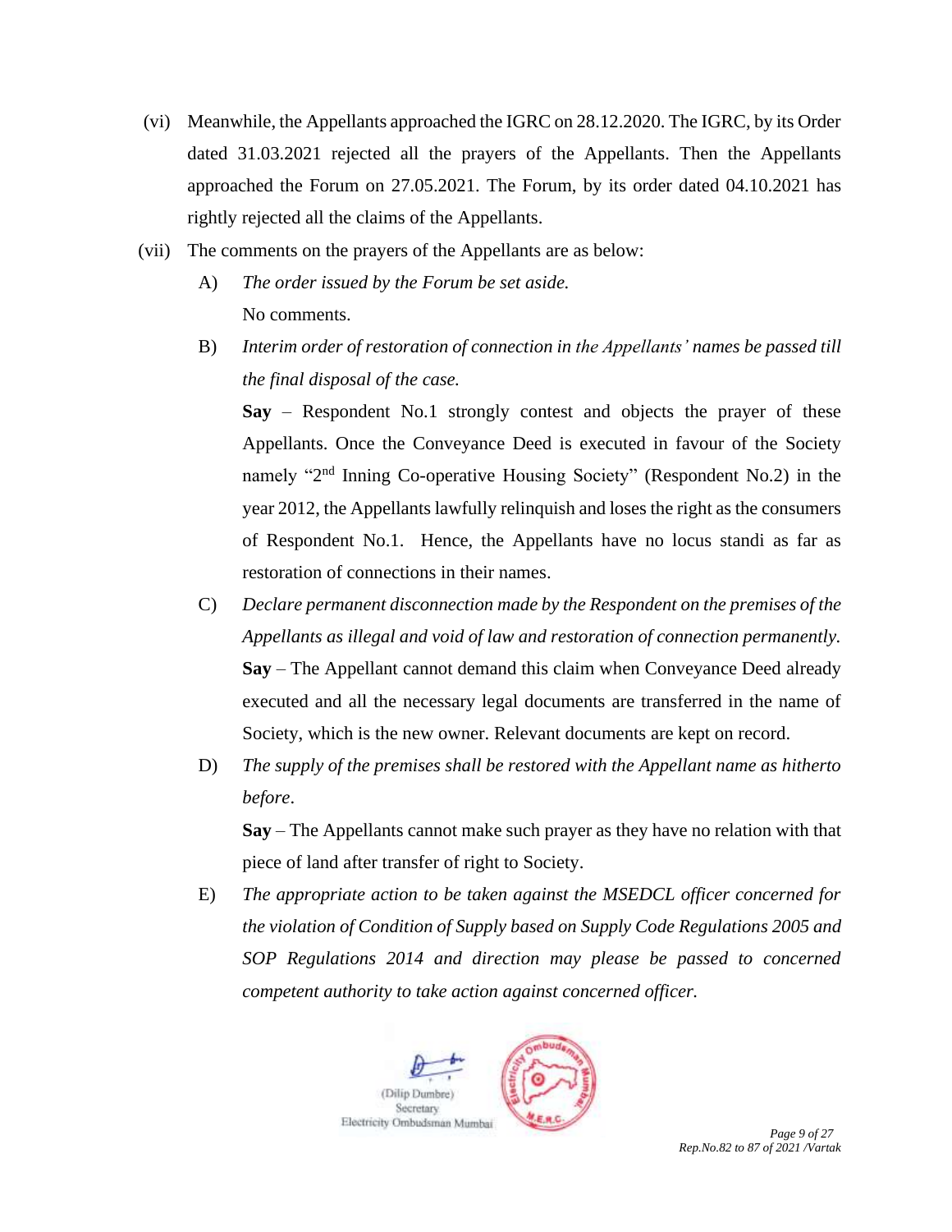(vi) Meanwhile, the Appellants approached the IGRC on 28.12.2020. The IGRC, by its Order dated 31.03.2021 rejected all the prayers of the Appellants. Then the Appellants approached the Forum on 27.05.2021. The Forum, by its order dated 04.10.2021 has rightly rejected all the claims of the Appellants.

(vii) The comments on the prayers of the Appellants are as below:

A) *The order issued by the Forum be set aside.*
No comments.

B) *Interim order of restoration of connection in the Appellants' names be passed till the final disposal of the case.*

**Say** – Respondent No.1 strongly contest and objects the prayer of these Appellants. Once the Conveyance Deed is executed in favour of the Society namely "2nd Inning Co-operative Housing Society" (Respondent No.2) in the year 2012, the Appellants lawfully relinquish and loses the right as the consumers of Respondent No.1. Hence, the Appellants have no locus standi as far as restoration of connections in their names.

C) *Declare permanent disconnection made by the Respondent on the premises of the Appellants as illegal and void of law and restoration of connection permanently.*
**Say** – The Appellant cannot demand this claim when Conveyance Deed already executed and all the necessary legal documents are transferred in the name of Society, which is the new owner. Relevant documents are kept on record.

D) *The supply of the premises shall be restored with the Appellant name as hitherto before*.

**Say** – The Appellants cannot make such prayer as they have no relation with that piece of land after transfer of right to Society.

E) *The appropriate action to be taken against the MSEDCL officer concerned for the violation of Condition of Supply based on Supply Code Regulations 2005 and SOP Regulations 2014 and direction may please be passed to concerned competent authority to take action against concerned officer.*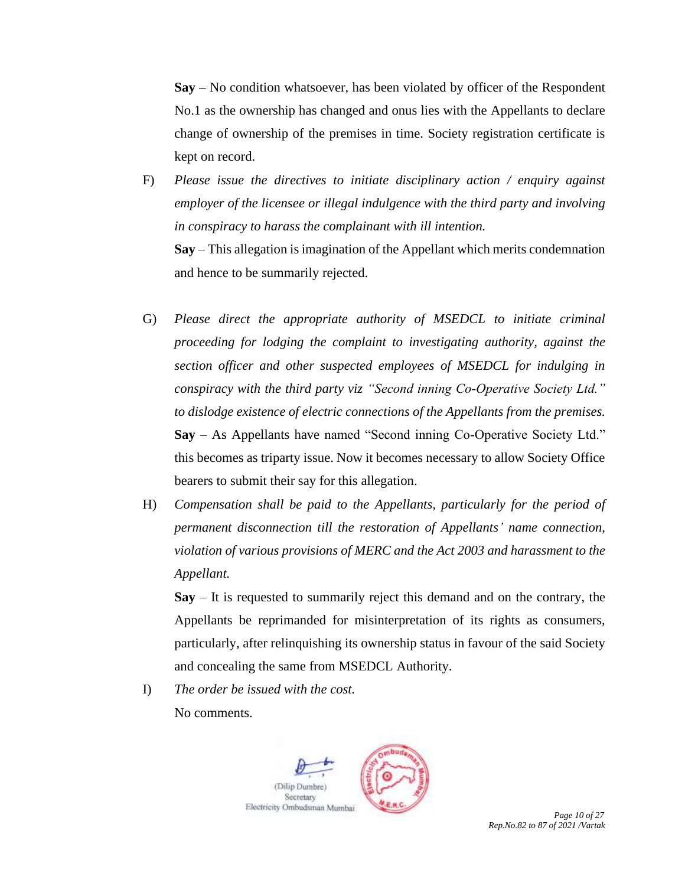**Say** – No condition whatsoever, has been violated by officer of the Respondent No.1 as the ownership has changed and onus lies with the Appellants to declare change of ownership of the premises in time. Society registration certificate is kept on record.

F) *Please issue the directives to initiate disciplinary action / enquiry against employer of the licensee or illegal indulgence with the third party and involving in conspiracy to harass the complainant with ill intention.*

**Say** – This allegation is imagination of the Appellant which merits condemnation and hence to be summarily rejected.

G) *Please direct the appropriate authority of MSEDCL to initiate criminal proceeding for lodging the complaint to investigating authority, against the section officer and other suspected employees of MSEDCL for indulging in conspiracy with the third party viz "Second inning Co-Operative Society Ltd." to dislodge existence of electric connections of the Appellants from the premises.*

**Say** – As Appellants have named "Second inning Co-Operative Society Ltd." this becomes as triparty issue. Now it becomes necessary to allow Society Office bearers to submit their say for this allegation.

H) *Compensation shall be paid to the Appellants, particularly for the period of permanent disconnection till the restoration of Appellants' name connection, violation of various provisions of MERC and the Act 2003 and harassment to the Appellant.*

**Say** – It is requested to summarily reject this demand and on the contrary, the Appellants be reprimanded for misinterpretation of its rights as consumers, particularly, after relinquishing its ownership status in favour of the said Society and concealing the same from MSEDCL Authority.

I) *The order be issued with the cost.*

No comments.

(Dilip Dumbre)
Secretary
Electricity Ombudsman Mumbai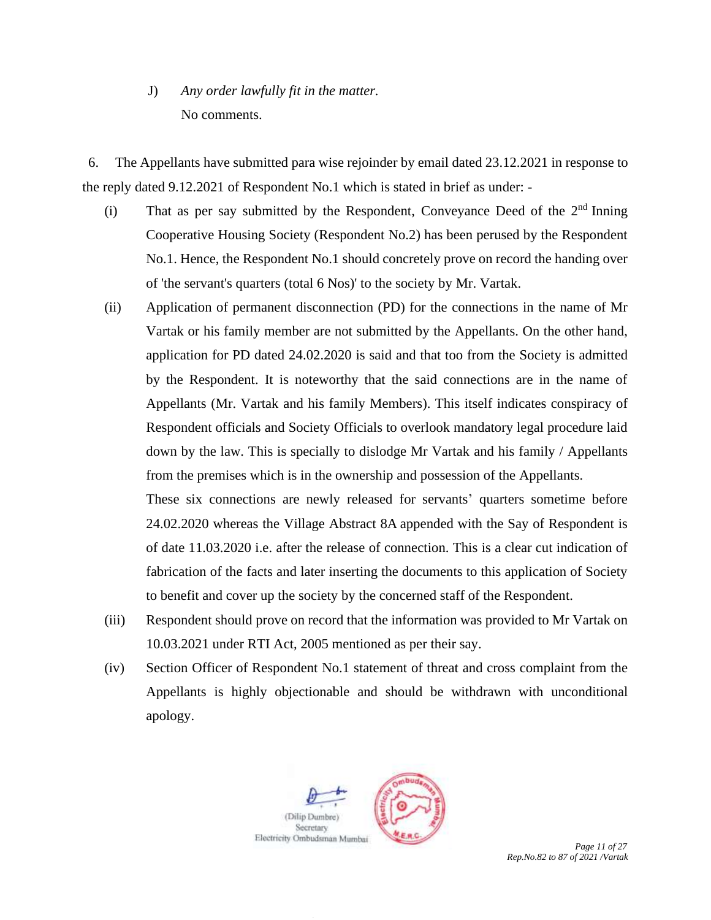J) *Any order lawfully fit in the matter.*

No comments.

6. The Appellants have submitted para wise rejoinder by email dated 23.12.2021 in response to the reply dated 9.12.2021 of Respondent No.1 which is stated in brief as under: -

(i) That as per say submitted by the Respondent, Conveyance Deed of the 2nd Inning Cooperative Housing Society (Respondent No.2) has been perused by the Respondent No.1. Hence, the Respondent No.1 should concretely prove on record the handing over of 'the servant's quarters (total 6 Nos)' to the society by Mr. Vartak.

(ii) Application of permanent disconnection (PD) for the connections in the name of Mr Vartak or his family member are not submitted by the Appellants. On the other hand, application for PD dated 24.02.2020 is said and that too from the Society is admitted by the Respondent. It is noteworthy that the said connections are in the name of Appellants (Mr. Vartak and his family Members). This itself indicates conspiracy of Respondent officials and Society Officials to overlook mandatory legal procedure laid down by the law. This is specially to dislodge Mr Vartak and his family / Appellants from the premises which is in the ownership and possession of the Appellants.

These six connections are newly released for servants' quarters sometime before 24.02.2020 whereas the Village Abstract 8A appended with the Say of Respondent is of date 11.03.2020 i.e. after the release of connection. This is a clear cut indication of fabrication of the facts and later inserting the documents to this application of Society to benefit and cover up the society by the concerned staff of the Respondent.

(iii) Respondent should prove on record that the information was provided to Mr Vartak on 10.03.2021 under RTI Act, 2005 mentioned as per their say.

(iv) Section Officer of Respondent No.1 statement of threat and cross complaint from the Appellants is highly objectionable and should be withdrawn with unconditional apology.

(Dilip Dumbre)
Secretary
Electricity Ombudsman Mumbai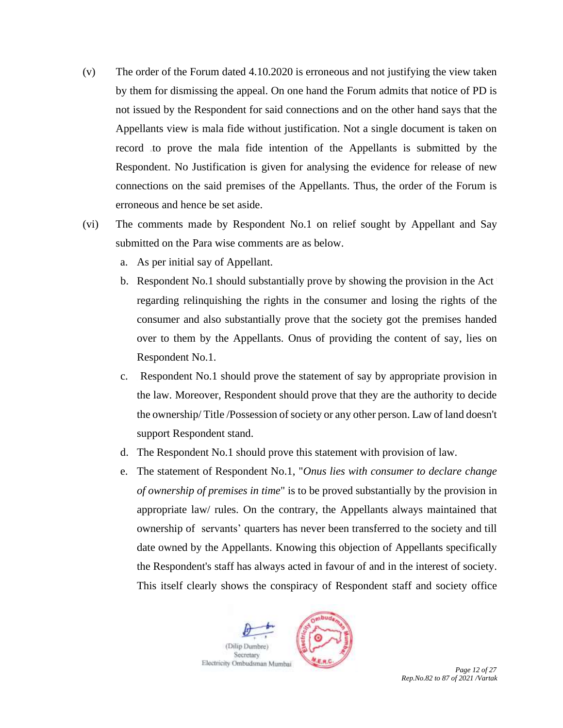(v) The order of the Forum dated 4.10.2020 is erroneous and not justifying the view taken by them for dismissing the appeal. On one hand the Forum admits that notice of PD is not issued by the Respondent for said connections and on the other hand says that the Appellants view is mala fide without justification. Not a single document is taken on record to prove the mala fide intention of the Appellants is submitted by the Respondent. No Justification is given for analysing the evidence for release of new connections on the said premises of the Appellants. Thus, the order of the Forum is erroneous and hence be set aside.

(vi) The comments made by Respondent No.1 on relief sought by Appellant and Say submitted on the Para wise comments are as below.

   a. As per initial say of Appellant.
   b. Respondent No.1 should substantially prove by showing the provision in the Act regarding relinquishing the rights in the consumer and losing the rights of the consumer and also substantially prove that the society got the premises handed over to them by the Appellants. Onus of providing the content of say, lies on Respondent No.1.
   c. Respondent No.1 should prove the statement of say by appropriate provision in the law. Moreover, Respondent should prove that they are the authority to decide the ownership/ Title /Possession of society or any other person. Law of land doesn't support Respondent stand.
   d. The Respondent No.1 should prove this statement with provision of law.
   e. The statement of Respondent No.1, "*Onus lies with consumer to declare change of ownership of premises in time*" is to be proved substantially by the provision in appropriate law/ rules. On the contrary, the Appellants always maintained that ownership of servants' quarters has never been transferred to the society and till date owned by the Appellants. Knowing this objection of Appellants specifically the Respondent's staff has always acted in favour of and in the interest of society. This itself clearly shows the conspiracy of Respondent staff and society office

(Dilip Dumbre)
Secretary
Electricity Ombudsman Mumbai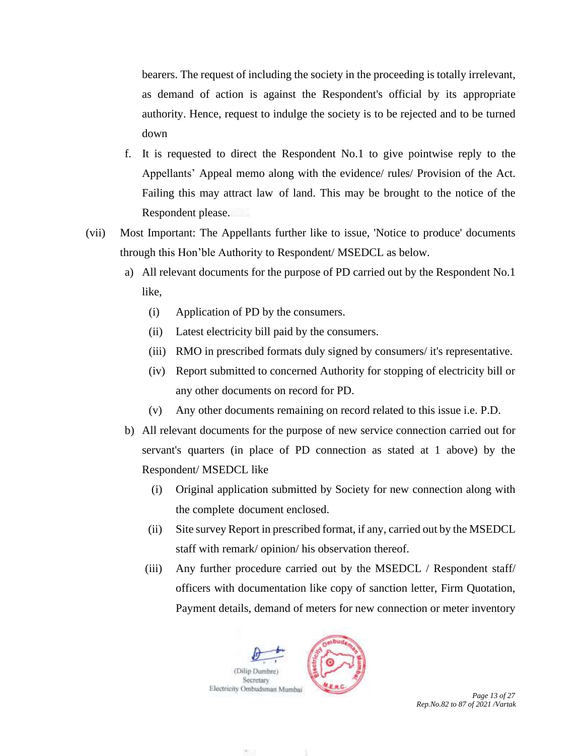bearers. The request of including the society in the proceeding is totally irrelevant, as demand of action is against the Respondent's official by its appropriate authority. Hence, request to indulge the society is to be rejected and to be turned down

f. It is requested to direct the Respondent No.1 to give pointwise reply to the Appellants' Appeal memo along with the evidence/ rules/ Provision of the Act. Failing this may attract law of land. This may be brought to the notice of the Respondent please.

(vii) Most Important: The Appellants further like to issue, 'Notice to produce' documents through this Hon'ble Authority to Respondent/ MSEDCL as below.

a) All relevant documents for the purpose of PD carried out by the Respondent No.1 like,
   - (i) Application of PD by the consumers.
   - (ii) Latest electricity bill paid by the consumers.
   - (iii) RMO in prescribed formats duly signed by consumers/ it's representative.
   - (iv) Report submitted to concerned Authority for stopping of electricity bill or any other documents on record for PD.
   - (v) Any other documents remaining on record related to this issue i.e. P.D.

b) All relevant documents for the purpose of new service connection carried out for servant's quarters (in place of PD connection as stated at 1 above) by the Respondent/ MSEDCL like
   - (i) Original application submitted by Society for new connection along with the complete document enclosed.
   - (ii) Site survey Report in prescribed format, if any, carried out by the MSEDCL staff with remark/ opinion/ his observation thereof.
   - (iii) Any further procedure carried out by the MSEDCL / Respondent staff/ officers with documentation like copy of sanction letter, Firm Quotation, Payment details, demand of meters for new connection or meter inventory

(Dilip Dumbre)
Secretary
Electricity Ombudsman Mumbai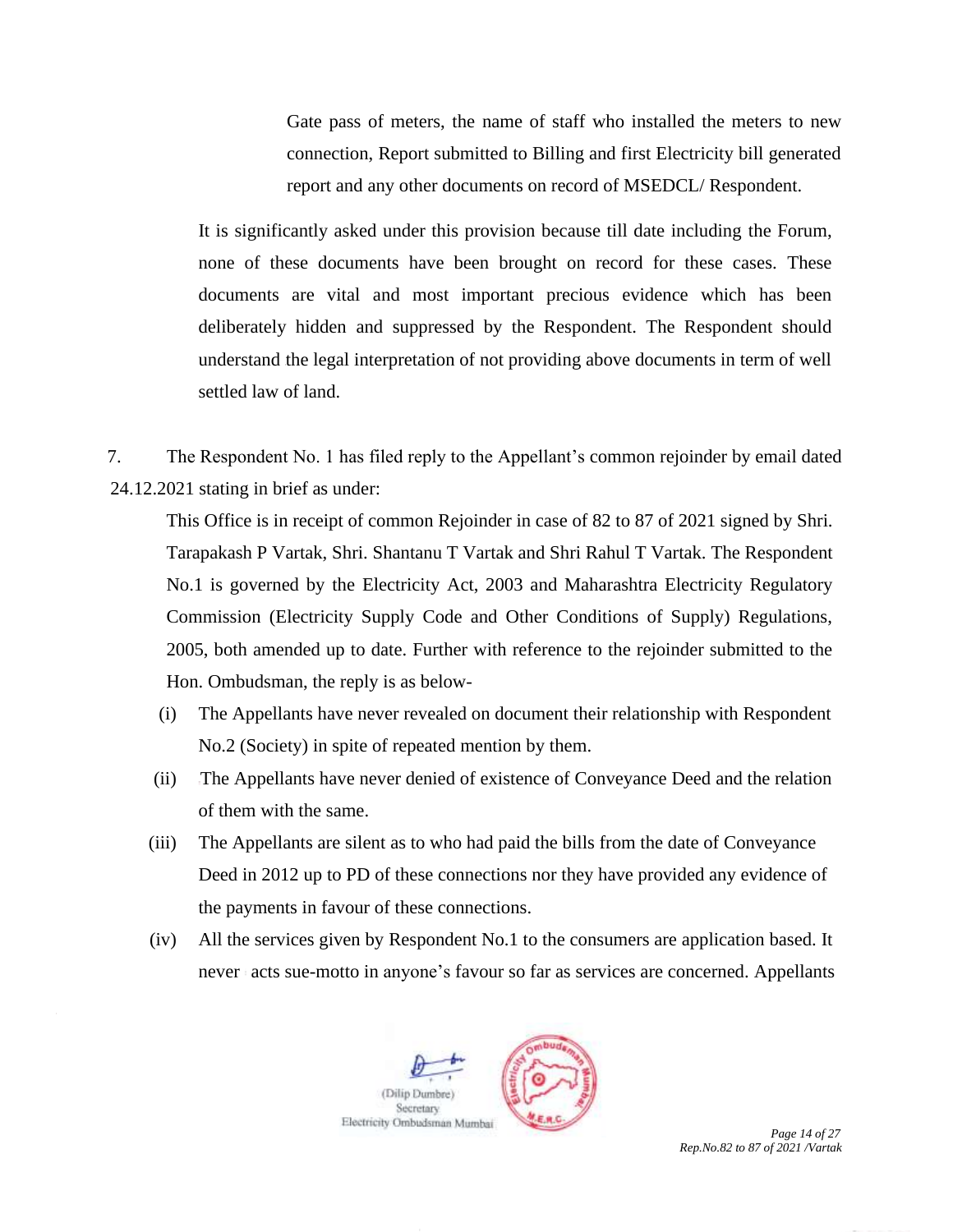Gate pass of meters, the name of staff who installed the meters to new connection, Report submitted to Billing and first Electricity bill generated report and any other documents on record of MSEDCL/ Respondent.

It is significantly asked under this provision because till date including the Forum, none of these documents have been brought on record for these cases. These documents are vital and most important precious evidence which has been deliberately hidden and suppressed by the Respondent. The Respondent should understand the legal interpretation of not providing above documents in term of well settled law of land.

7. The Respondent No. 1 has filed reply to the Appellant's common rejoinder by email dated 24.12.2021 stating in brief as under:

This Office is in receipt of common Rejoinder in case of 82 to 87 of 2021 signed by Shri. Tarapakash P Vartak, Shri. Shantanu T Vartak and Shri Rahul T Vartak. The Respondent No.1 is governed by the Electricity Act, 2003 and Maharashtra Electricity Regulatory Commission (Electricity Supply Code and Other Conditions of Supply) Regulations, 2005, both amended up to date. Further with reference to the rejoinder submitted to the Hon. Ombudsman, the reply is as below-

(i) The Appellants have never revealed on document their relationship with Respondent No.2 (Society) in spite of repeated mention by them.

(ii) The Appellants have never denied of existence of Conveyance Deed and the relation of them with the same.

(iii) The Appellants are silent as to who had paid the bills from the date of Conveyance Deed in 2012 up to PD of these connections nor they have provided any evidence of the payments in favour of these connections.

(iv) All the services given by Respondent No.1 to the consumers are application based. It never acts sue-motto in anyone's favour so far as services are concerned. Appellants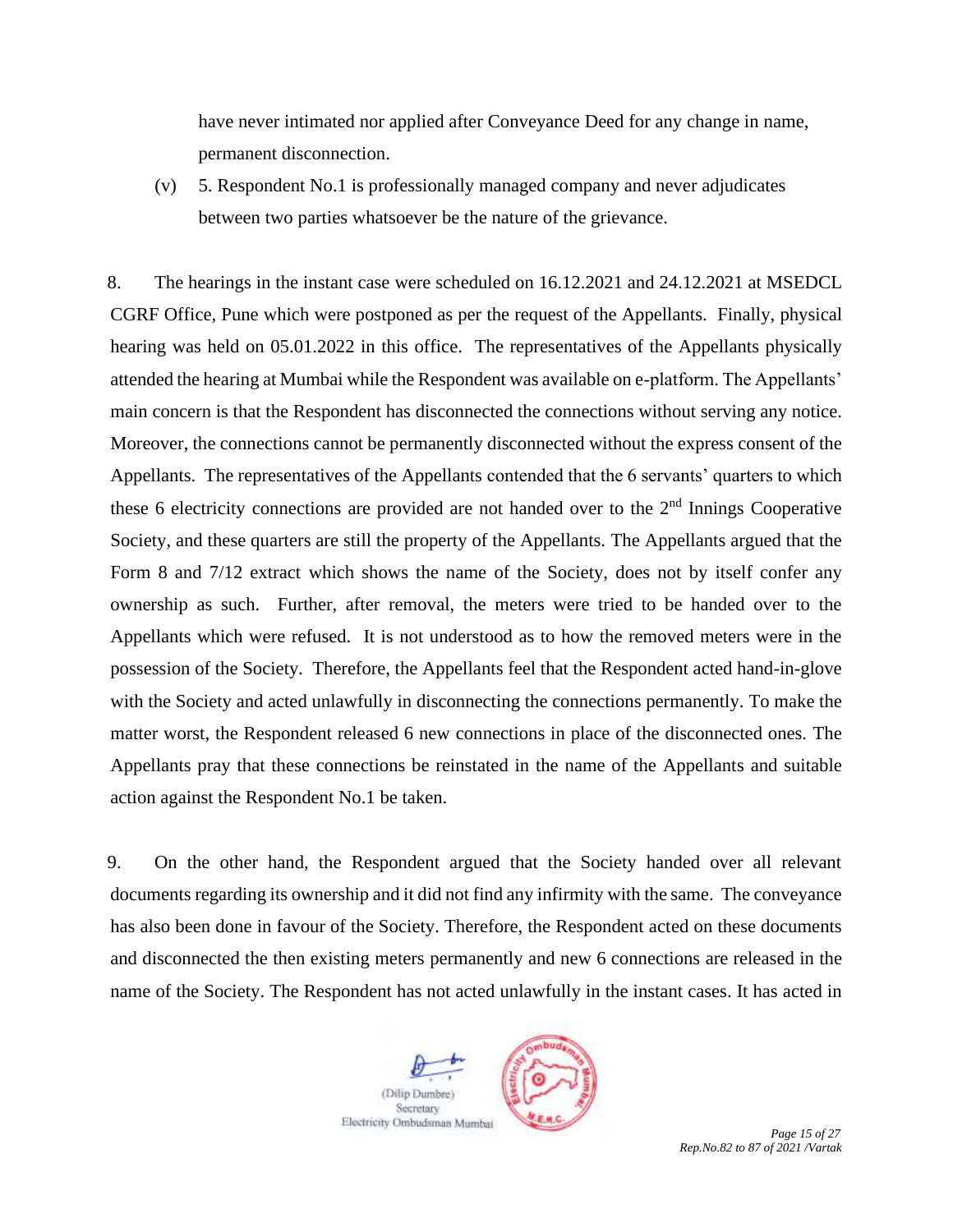have never intimated nor applied after Conveyance Deed for any change in name, permanent disconnection.

(v) 5. Respondent No.1 is professionally managed company and never adjudicates between two parties whatsoever be the nature of the grievance.

8. The hearings in the instant case were scheduled on 16.12.2021 and 24.12.2021 at MSEDCL CGRF Office, Pune which were postponed as per the request of the Appellants. Finally, physical hearing was held on 05.01.2022 in this office. The representatives of the Appellants physically attended the hearing at Mumbai while the Respondent was available on e-platform. The Appellants' main concern is that the Respondent has disconnected the connections without serving any notice. Moreover, the connections cannot be permanently disconnected without the express consent of the Appellants. The representatives of the Appellants contended that the 6 servants' quarters to which these 6 electricity connections are provided are not handed over to the 2nd Innings Cooperative Society, and these quarters are still the property of the Appellants. The Appellants argued that the Form 8 and 7/12 extract which shows the name of the Society, does not by itself confer any ownership as such. Further, after removal, the meters were tried to be handed over to the Appellants which were refused. It is not understood as to how the removed meters were in the possession of the Society. Therefore, the Appellants feel that the Respondent acted hand-in-glove with the Society and acted unlawfully in disconnecting the connections permanently. To make the matter worst, the Respondent released 6 new connections in place of the disconnected ones. The Appellants pray that these connections be reinstated in the name of the Appellants and suitable action against the Respondent No.1 be taken.

9. On the other hand, the Respondent argued that the Society handed over all relevant documents regarding its ownership and it did not find any infirmity with the same. The conveyance has also been done in favour of the Society. Therefore, the Respondent acted on these documents and disconnected the then existing meters permanently and new 6 connections are released in the name of the Society. The Respondent has not acted unlawfully in the instant cases. It has acted in

(Dilip Dumbre)
Secretary
Electricity Ombudsman Mumbai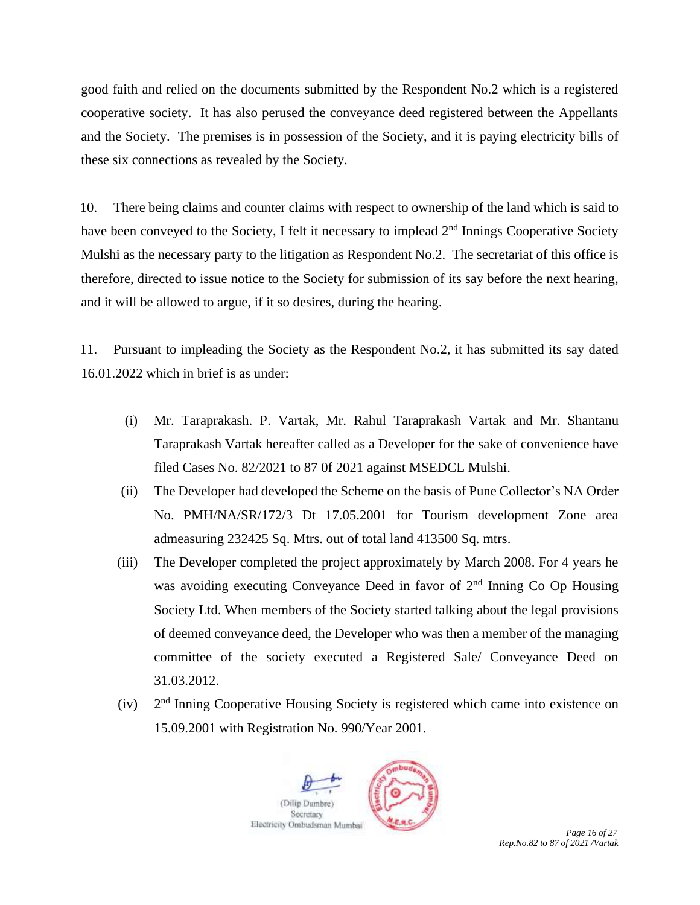good faith and relied on the documents submitted by the Respondent No.2 which is a registered cooperative society. It has also perused the conveyance deed registered between the Appellants and the Society. The premises is in possession of the Society, and it is paying electricity bills of these six connections as revealed by the Society.

10. There being claims and counter claims with respect to ownership of the land which is said to have been conveyed to the Society, I felt it necessary to implead 2nd Innings Cooperative Society Mulshi as the necessary party to the litigation as Respondent No.2. The secretariat of this office is therefore, directed to issue notice to the Society for submission of its say before the next hearing, and it will be allowed to argue, if it so desires, during the hearing.

11. Pursuant to impleading the Society as the Respondent No.2, it has submitted its say dated 16.01.2022 which in brief is as under:

(i) Mr. Taraprakash. P. Vartak, Mr. Rahul Taraprakash Vartak and Mr. Shantanu Taraprakash Vartak hereafter called as a Developer for the sake of convenience have filed Cases No. 82/2021 to 87 0f 2021 against MSEDCL Mulshi.

(ii) The Developer had developed the Scheme on the basis of Pune Collector's NA Order No. PMH/NA/SR/172/3 Dt 17.05.2001 for Tourism development Zone area admeasuring 232425 Sq. Mtrs. out of total land 413500 Sq. mtrs.

(iii) The Developer completed the project approximately by March 2008. For 4 years he was avoiding executing Conveyance Deed in favor of 2nd Inning Co Op Housing Society Ltd. When members of the Society started talking about the legal provisions of deemed conveyance deed, the Developer who was then a member of the managing committee of the society executed a Registered Sale/ Conveyance Deed on 31.03.2012.

(iv) 2nd Inning Cooperative Housing Society is registered which came into existence on 15.09.2001 with Registration No. 990/Year 2001.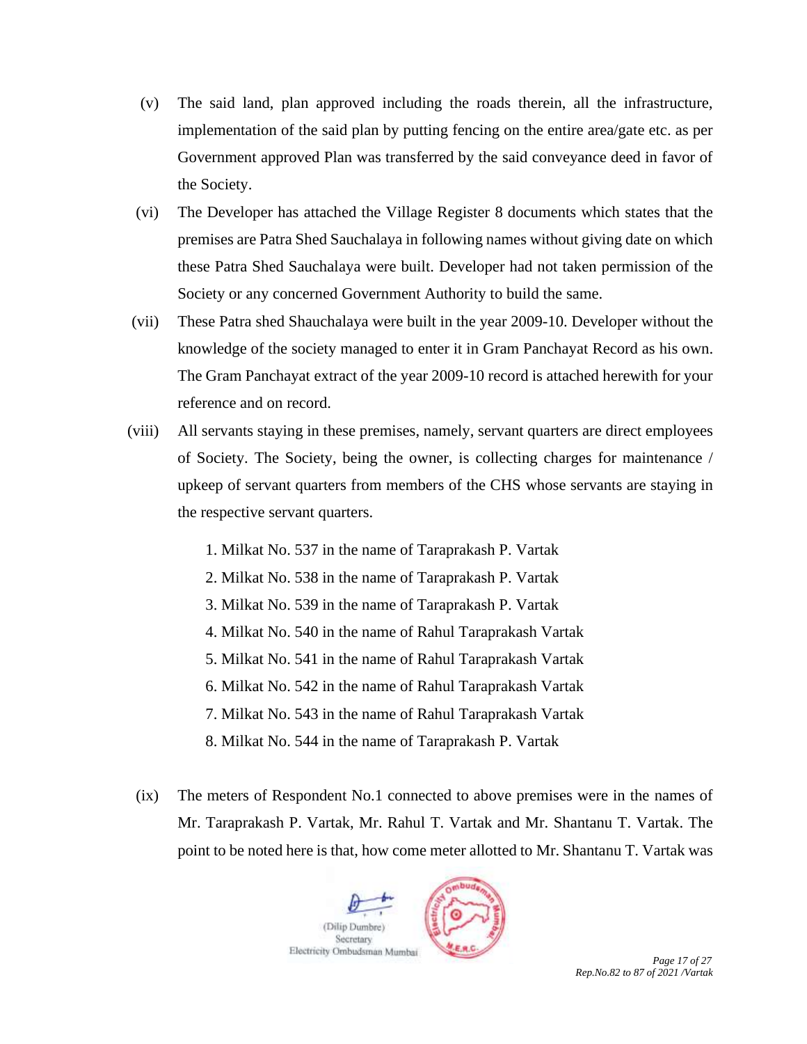(v) The said land, plan approved including the roads therein, all the infrastructure, implementation of the said plan by putting fencing on the entire area/gate etc. as per Government approved Plan was transferred by the said conveyance deed in favor of the Society.

(vi) The Developer has attached the Village Register 8 documents which states that the premises are Patra Shed Sauchalaya in following names without giving date on which these Patra Shed Sauchalaya were built. Developer had not taken permission of the Society or any concerned Government Authority to build the same.

(vii) These Patra shed Shauchalaya were built in the year 2009-10. Developer without the knowledge of the society managed to enter it in Gram Panchayat Record as his own. The Gram Panchayat extract of the year 2009-10 record is attached herewith for your reference and on record.

(viii) All servants staying in these premises, namely, servant quarters are direct employees of Society. The Society, being the owner, is collecting charges for maintenance / upkeep of servant quarters from members of the CHS whose servants are staying in the respective servant quarters.

1. Milkat No. 537 in the name of Taraprakash P. Vartak
2. Milkat No. 538 in the name of Taraprakash P. Vartak
3. Milkat No. 539 in the name of Taraprakash P. Vartak
4. Milkat No. 540 in the name of Rahul Taraprakash Vartak
5. Milkat No. 541 in the name of Rahul Taraprakash Vartak
6. Milkat No. 542 in the name of Rahul Taraprakash Vartak
7. Milkat No. 543 in the name of Rahul Taraprakash Vartak
8. Milkat No. 544 in the name of Taraprakash P. Vartak

(ix) The meters of Respondent No.1 connected to above premises were in the names of Mr. Taraprakash P. Vartak, Mr. Rahul T. Vartak and Mr. Shantanu T. Vartak. The point to be noted here is that, how come meter allotted to Mr. Shantanu T. Vartak was

(Dilip Dumbre)
Secretary
Electricity Ombudsman Mumbai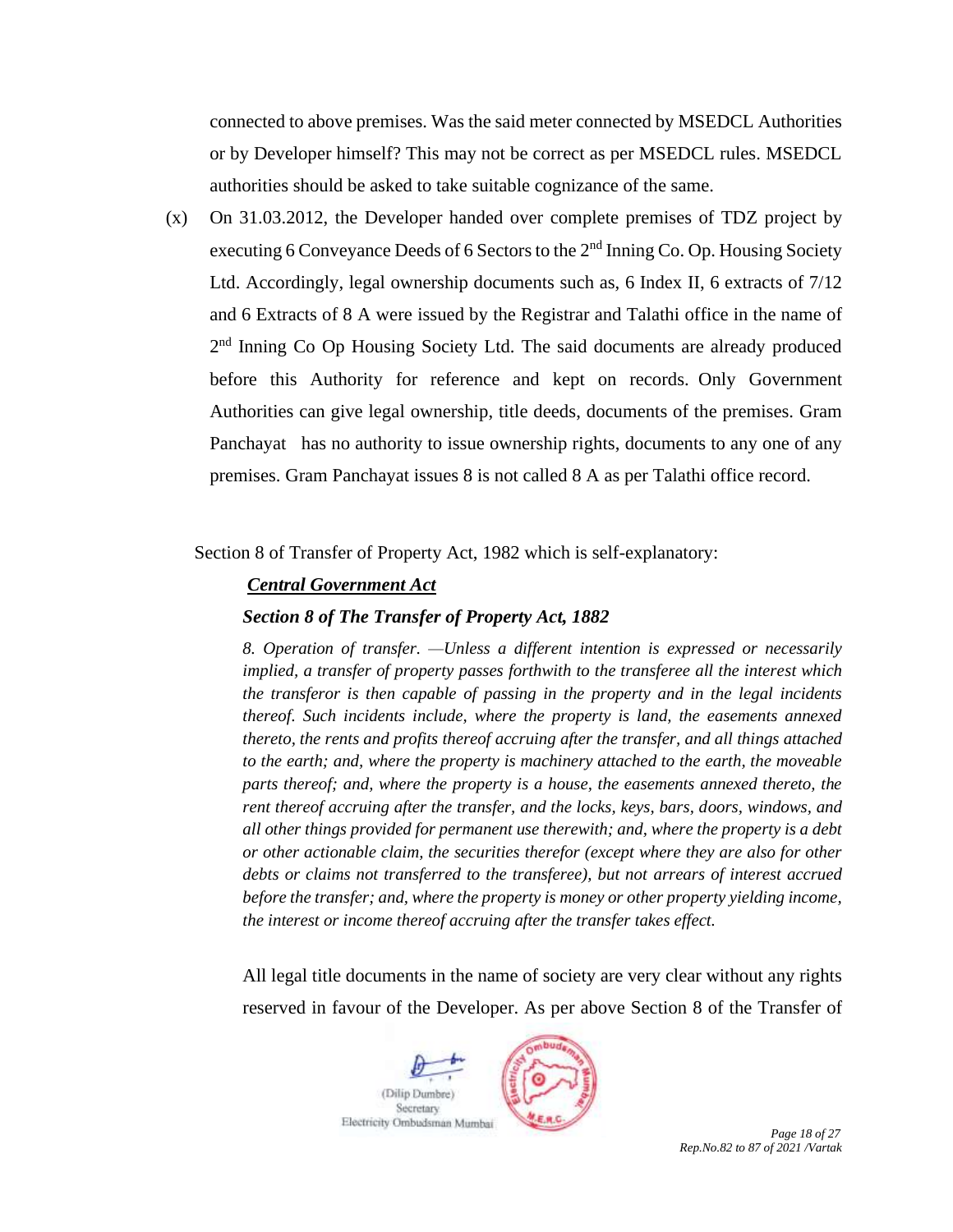connected to above premises. Was the said meter connected by MSEDCL Authorities or by Developer himself? This may not be correct as per MSEDCL rules. MSEDCL authorities should be asked to take suitable cognizance of the same.

(x) On 31.03.2012, the Developer handed over complete premises of TDZ project by executing 6 Conveyance Deeds of 6 Sectors to the 2nd Inning Co. Op. Housing Society Ltd. Accordingly, legal ownership documents such as, 6 Index II, 6 extracts of 7/12 and 6 Extracts of 8 A were issued by the Registrar and Talathi office in the name of 2nd Inning Co Op Housing Society Ltd. The said documents are already produced before this Authority for reference and kept on records. Only Government Authorities can give legal ownership, title deeds, documents of the premises. Gram Panchayat has no authority to issue ownership rights, documents to any one of any premises. Gram Panchayat issues 8 is not called 8 A as per Talathi office record.

Section 8 of Transfer of Property Act, 1982 which is self-explanatory:

***Central Government Act***

***Section 8 of The Transfer of Property Act, 1882***

*8. Operation of transfer. —Unless a different intention is expressed or necessarily implied, a transfer of property passes forthwith to the transferee all the interest which the transferor is then capable of passing in the property and in the legal incidents thereof. Such incidents include, where the property is land, the easements annexed thereto, the rents and profits thereof accruing after the transfer, and all things attached to the earth; and, where the property is machinery attached to the earth, the moveable parts thereof; and, where the property is a house, the easements annexed thereto, the rent thereof accruing after the transfer, and the locks, keys, bars, doors, windows, and all other things provided for permanent use therewith; and, where the property is a debt or other actionable claim, the securities therefor (except where they are also for other debts or claims not transferred to the transferee), but not arrears of interest accrued before the transfer; and, where the property is money or other property yielding income, the interest or income thereof accruing after the transfer takes effect.*

All legal title documents in the name of society are very clear without any rights reserved in favour of the Developer. As per above Section 8 of the Transfer of

(Dilip Dumbre)
Secretary
Electricity Ombudsman Mumbai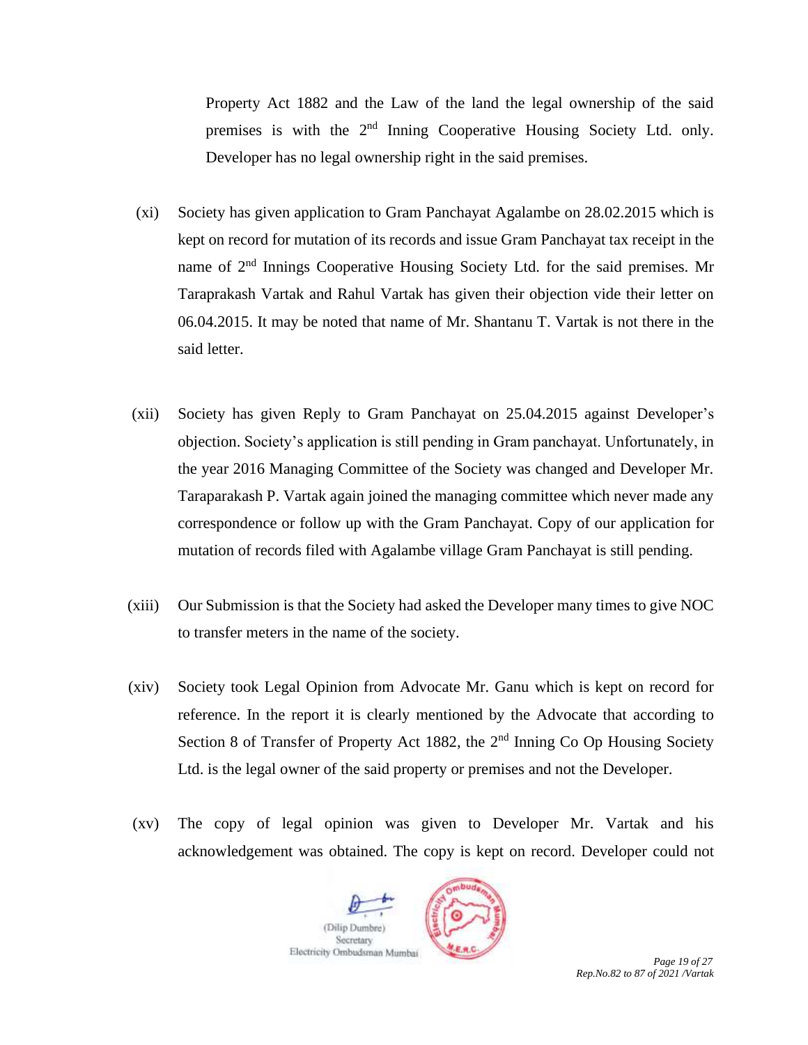Property Act 1882 and the Law of the land the legal ownership of the said premises is with the 2nd Inning Cooperative Housing Society Ltd. only. Developer has no legal ownership right in the said premises.

(xi) Society has given application to Gram Panchayat Agalambe on 28.02.2015 which is kept on record for mutation of its records and issue Gram Panchayat tax receipt in the name of 2nd Innings Cooperative Housing Society Ltd. for the said premises. Mr Taraprakash Vartak and Rahul Vartak has given their objection vide their letter on 06.04.2015. It may be noted that name of Mr. Shantanu T. Vartak is not there in the said letter.

(xii) Society has given Reply to Gram Panchayat on 25.04.2015 against Developer's objection. Society's application is still pending in Gram panchayat. Unfortunately, in the year 2016 Managing Committee of the Society was changed and Developer Mr. Taraparakash P. Vartak again joined the managing committee which never made any correspondence or follow up with the Gram Panchayat. Copy of our application for mutation of records filed with Agalambe village Gram Panchayat is still pending.

(xiii) Our Submission is that the Society had asked the Developer many times to give NOC to transfer meters in the name of the society.

(xiv) Society took Legal Opinion from Advocate Mr. Ganu which is kept on record for reference. In the report it is clearly mentioned by the Advocate that according to Section 8 of Transfer of Property Act 1882, the 2nd Inning Co Op Housing Society Ltd. is the legal owner of the said property or premises and not the Developer.

(xv) The copy of legal opinion was given to Developer Mr. Vartak and his acknowledgement was obtained. The copy is kept on record. Developer could not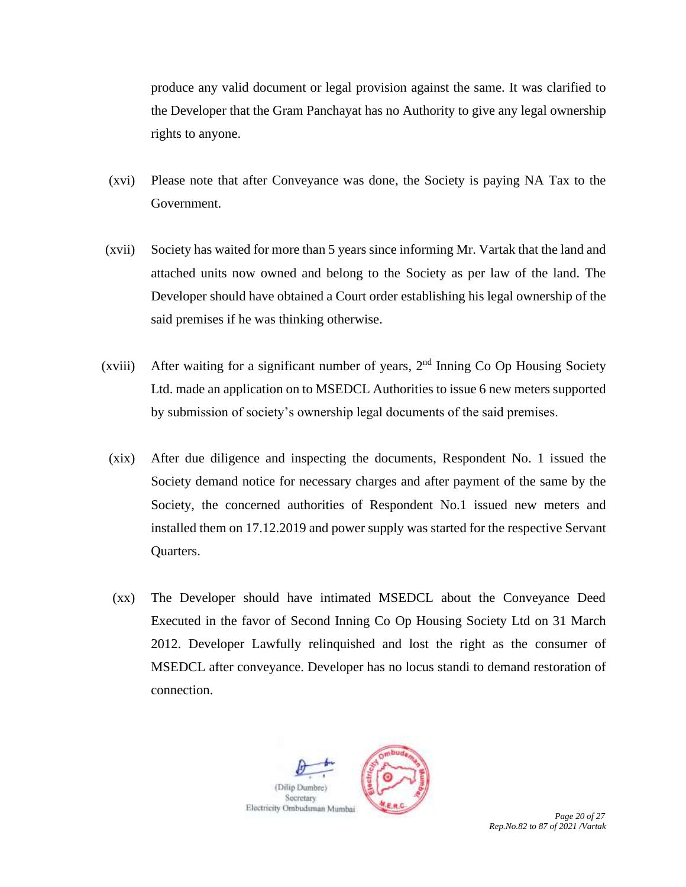produce any valid document or legal provision against the same. It was clarified to the Developer that the Gram Panchayat has no Authority to give any legal ownership rights to anyone.

(xvi) Please note that after Conveyance was done, the Society is paying NA Tax to the Government.

(xvii) Society has waited for more than 5 years since informing Mr. Vartak that the land and attached units now owned and belong to the Society as per law of the land. The Developer should have obtained a Court order establishing his legal ownership of the said premises if he was thinking otherwise.

(xviii) After waiting for a significant number of years, 2nd Inning Co Op Housing Society Ltd. made an application on to MSEDCL Authorities to issue 6 new meters supported by submission of society's ownership legal documents of the said premises.

(xix) After due diligence and inspecting the documents, Respondent No. 1 issued the Society demand notice for necessary charges and after payment of the same by the Society, the concerned authorities of Respondent No.1 issued new meters and installed them on 17.12.2019 and power supply was started for the respective Servant Quarters.

(xx) The Developer should have intimated MSEDCL about the Conveyance Deed Executed in the favor of Second Inning Co Op Housing Society Ltd on 31 March 2012. Developer Lawfully relinquished and lost the right as the consumer of MSEDCL after conveyance. Developer has no locus standi to demand restoration of connection.

(Dilip Dumbre)
Secretary
Electricity Ombudsman Mumbai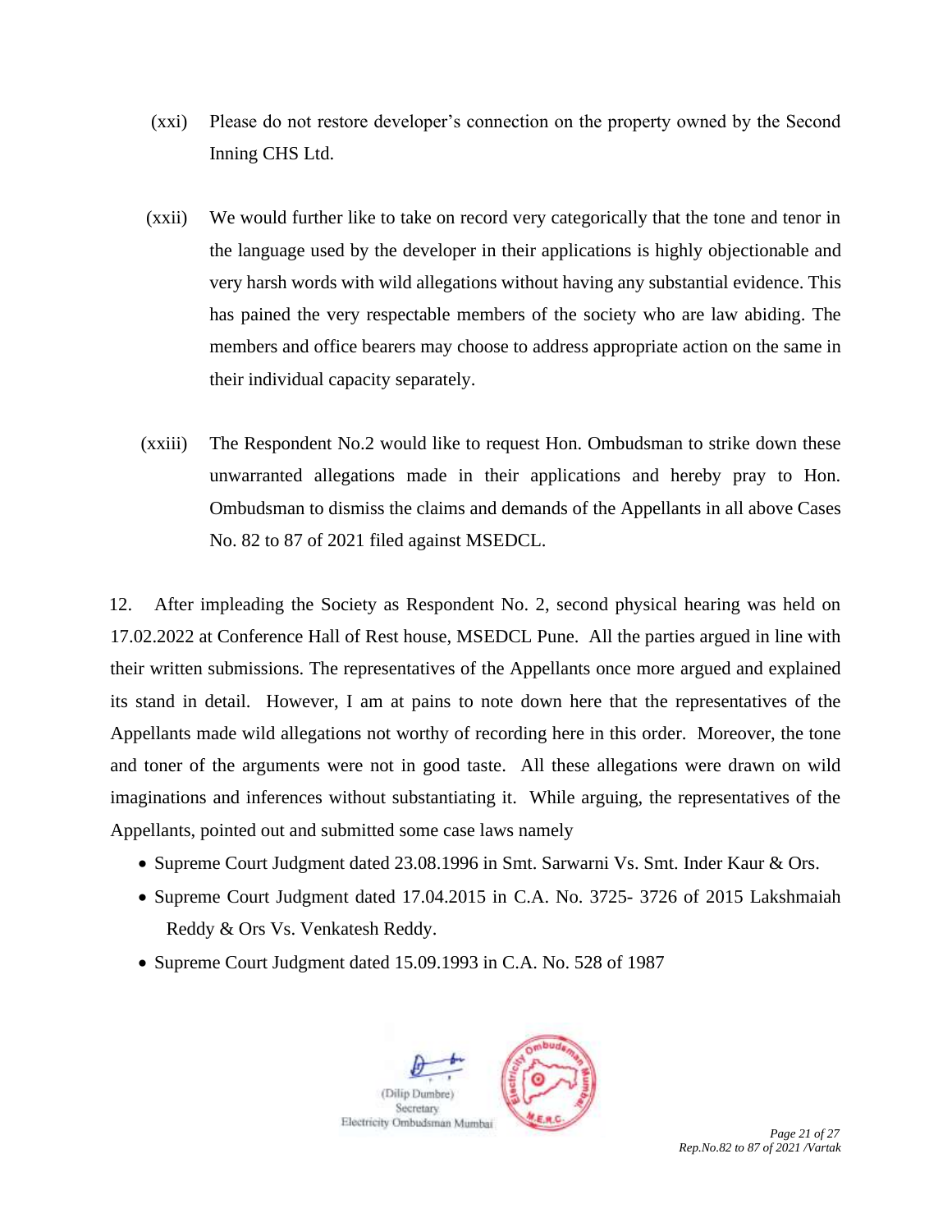(xxi) Please do not restore developer's connection on the property owned by the Second Inning CHS Ltd.

(xxii) We would further like to take on record very categorically that the tone and tenor in the language used by the developer in their applications is highly objectionable and very harsh words with wild allegations without having any substantial evidence. This has pained the very respectable members of the society who are law abiding. The members and office bearers may choose to address appropriate action on the same in their individual capacity separately.

(xxiii) The Respondent No.2 would like to request Hon. Ombudsman to strike down these unwarranted allegations made in their applications and hereby pray to Hon. Ombudsman to dismiss the claims and demands of the Appellants in all above Cases No. 82 to 87 of 2021 filed against MSEDCL.

12. After impleading the Society as Respondent No. 2, second physical hearing was held on 17.02.2022 at Conference Hall of Rest house, MSEDCL Pune. All the parties argued in line with their written submissions. The representatives of the Appellants once more argued and explained its stand in detail. However, I am at pains to note down here that the representatives of the Appellants made wild allegations not worthy of recording here in this order. Moreover, the tone and toner of the arguments were not in good taste. All these allegations were drawn on wild imaginations and inferences without substantiating it. While arguing, the representatives of the Appellants, pointed out and submitted some case laws namely

- Supreme Court Judgment dated 23.08.1996 in Smt. Sarwarni Vs. Smt. Inder Kaur & Ors.
- Supreme Court Judgment dated 17.04.2015 in C.A. No. 3725- 3726 of 2015 Lakshmaiah Reddy & Ors Vs. Venkatesh Reddy.
- Supreme Court Judgment dated 15.09.1993 in C.A. No. 528 of 1987

(Dilip Dumbre)
Secretary
Electricity Ombudsman Mumbai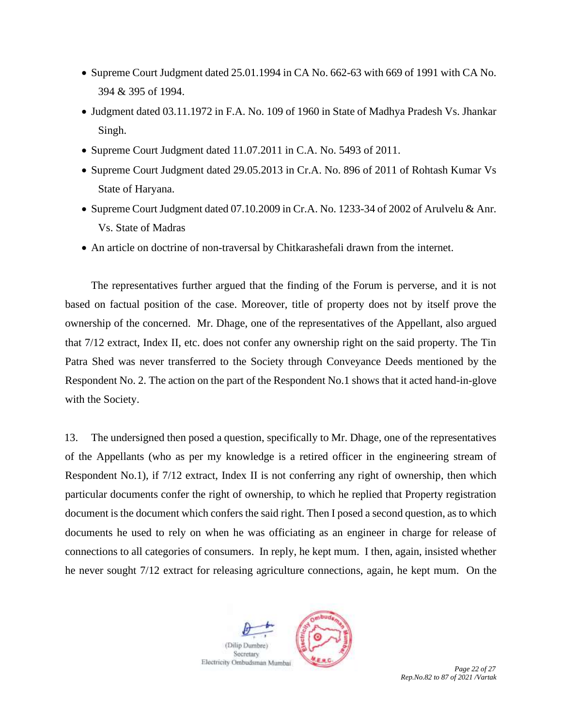- Supreme Court Judgment dated 25.01.1994 in CA No. 662-63 with 669 of 1991 with CA No. 394 & 395 of 1994.
- Judgment dated 03.11.1972 in F.A. No. 109 of 1960 in State of Madhya Pradesh Vs. Jhankar Singh.
- Supreme Court Judgment dated 11.07.2011 in C.A. No. 5493 of 2011.
- Supreme Court Judgment dated 29.05.2013 in Cr.A. No. 896 of 2011 of Rohtash Kumar Vs State of Haryana.
- Supreme Court Judgment dated 07.10.2009 in Cr.A. No. 1233-34 of 2002 of Arulvelu & Anr. Vs. State of Madras
- An article on doctrine of non-traversal by Chitkarashefali drawn from the internet.

The representatives further argued that the finding of the Forum is perverse, and it is not based on factual position of the case. Moreover, title of property does not by itself prove the ownership of the concerned. Mr. Dhage, one of the representatives of the Appellant, also argued that 7/12 extract, Index II, etc. does not confer any ownership right on the said property. The Tin Patra Shed was never transferred to the Society through Conveyance Deeds mentioned by the Respondent No. 2. The action on the part of the Respondent No.1 shows that it acted hand-in-glove with the Society.

13. The undersigned then posed a question, specifically to Mr. Dhage, one of the representatives of the Appellants (who as per my knowledge is a retired officer in the engineering stream of Respondent No.1), if 7/12 extract, Index II is not conferring any right of ownership, then which particular documents confer the right of ownership, to which he replied that Property registration document is the document which confers the said right. Then I posed a second question, as to which documents he used to rely on when he was officiating as an engineer in charge for release of connections to all categories of consumers. In reply, he kept mum. I then, again, insisted whether he never sought 7/12 extract for releasing agriculture connections, again, he kept mum. On the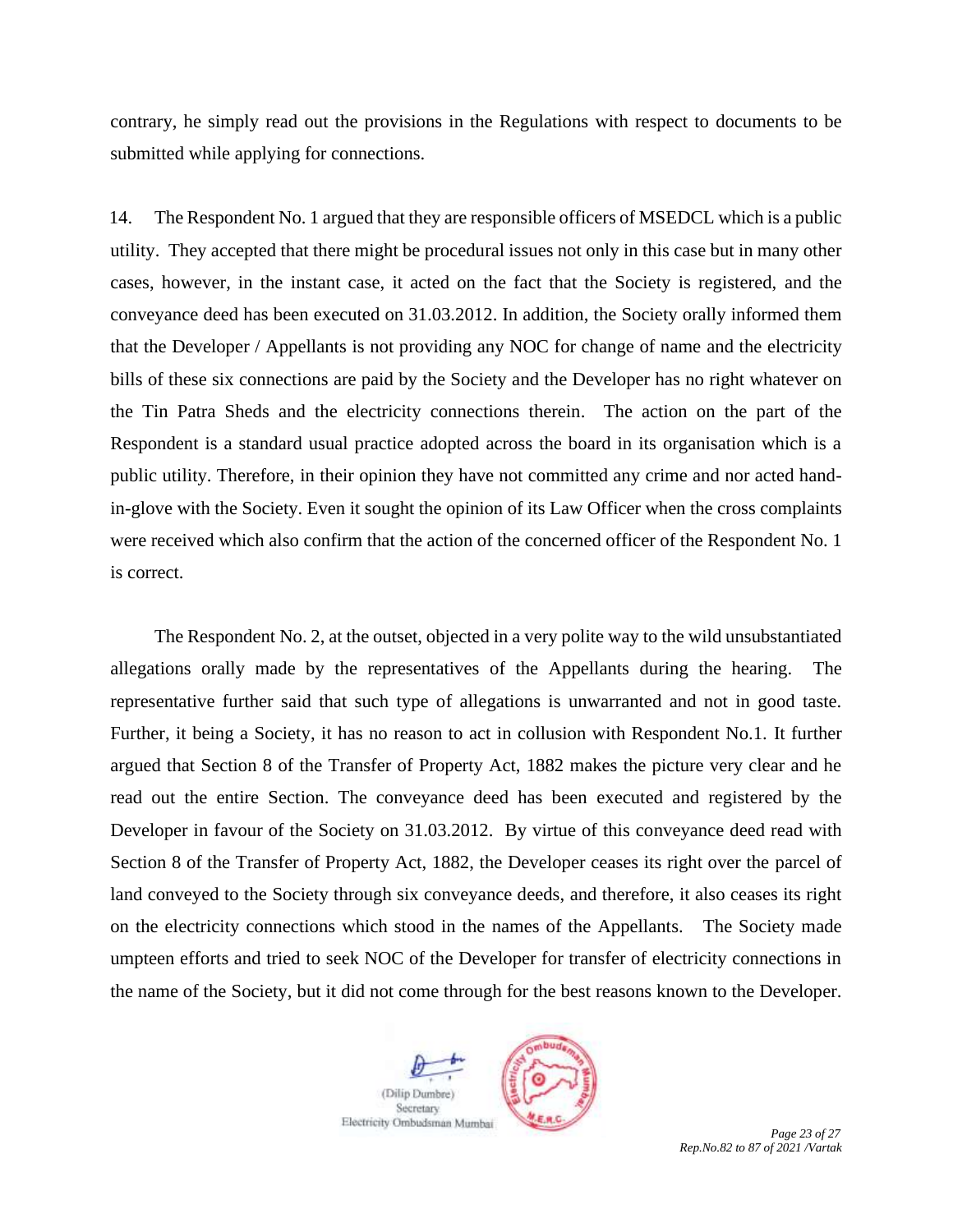contrary, he simply read out the provisions in the Regulations with respect to documents to be submitted while applying for connections.

14. The Respondent No. 1 argued that they are responsible officers of MSEDCL which is a public utility. They accepted that there might be procedural issues not only in this case but in many other cases, however, in the instant case, it acted on the fact that the Society is registered, and the conveyance deed has been executed on 31.03.2012. In addition, the Society orally informed them that the Developer / Appellants is not providing any NOC for change of name and the electricity bills of these six connections are paid by the Society and the Developer has no right whatever on the Tin Patra Sheds and the electricity connections therein. The action on the part of the Respondent is a standard usual practice adopted across the board in its organisation which is a public utility. Therefore, in their opinion they have not committed any crime and nor acted hand-in-glove with the Society. Even it sought the opinion of its Law Officer when the cross complaints were received which also confirm that the action of the concerned officer of the Respondent No. 1 is correct.

The Respondent No. 2, at the outset, objected in a very polite way to the wild unsubstantiated allegations orally made by the representatives of the Appellants during the hearing. The representative further said that such type of allegations is unwarranted and not in good taste. Further, it being a Society, it has no reason to act in collusion with Respondent No.1. It further argued that Section 8 of the Transfer of Property Act, 1882 makes the picture very clear and he read out the entire Section. The conveyance deed has been executed and registered by the Developer in favour of the Society on 31.03.2012. By virtue of this conveyance deed read with Section 8 of the Transfer of Property Act, 1882, the Developer ceases its right over the parcel of land conveyed to the Society through six conveyance deeds, and therefore, it also ceases its right on the electricity connections which stood in the names of the Appellants. The Society made umpteen efforts and tried to seek NOC of the Developer for transfer of electricity connections in the name of the Society, but it did not come through for the best reasons known to the Developer.

(Dilip Dumbre)
Secretary
Electricity Ombudsman Mumbai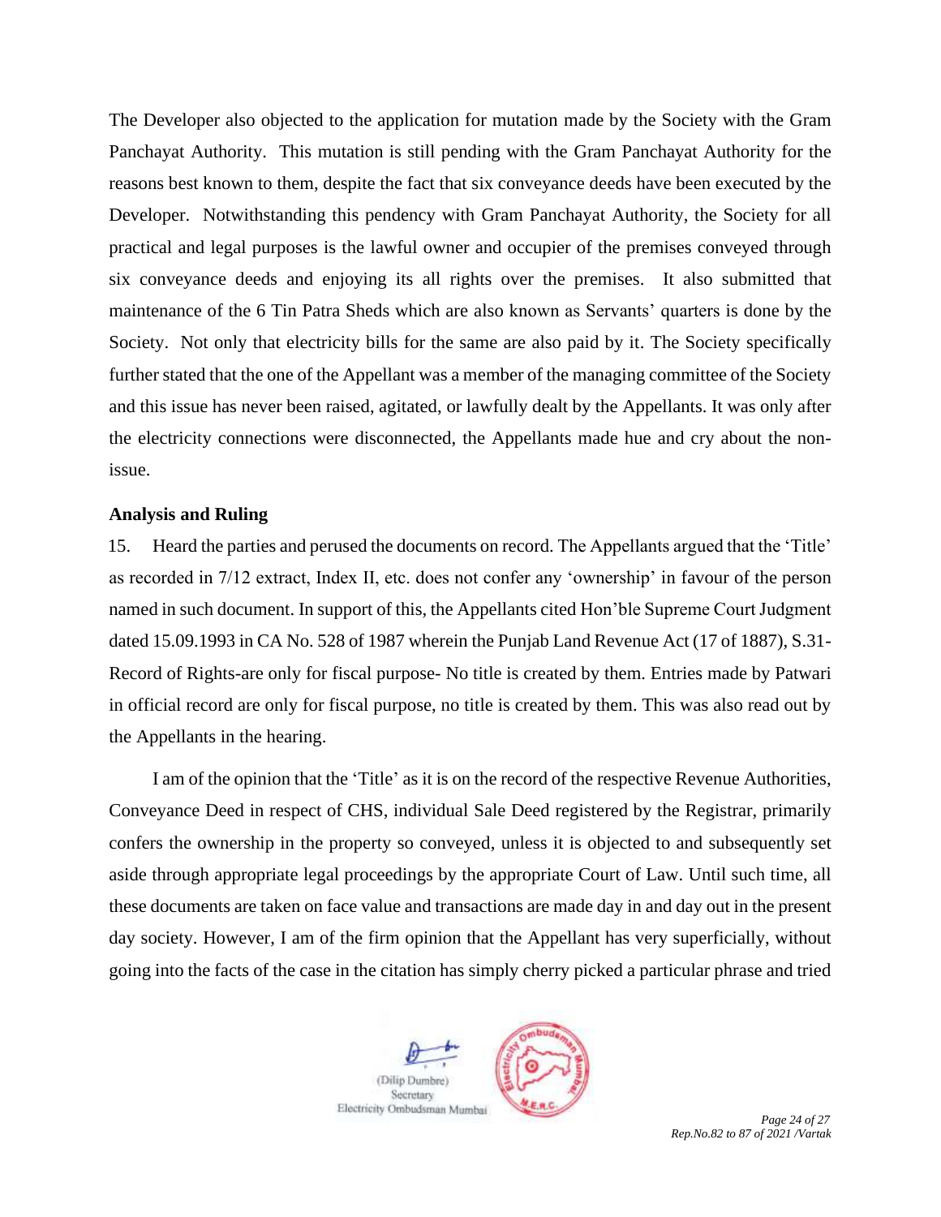The Developer also objected to the application for mutation made by the Society with the Gram Panchayat Authority. This mutation is still pending with the Gram Panchayat Authority for the reasons best known to them, despite the fact that six conveyance deeds have been executed by the Developer. Notwithstanding this pendency with Gram Panchayat Authority, the Society for all practical and legal purposes is the lawful owner and occupier of the premises conveyed through six conveyance deeds and enjoying its all rights over the premises. It also submitted that maintenance of the 6 Tin Patra Sheds which are also known as Servants' quarters is done by the Society. Not only that electricity bills for the same are also paid by it. The Society specifically further stated that the one of the Appellant was a member of the managing committee of the Society and this issue has never been raised, agitated, or lawfully dealt by the Appellants. It was only after the electricity connections were disconnected, the Appellants made hue and cry about the non-issue.

**Analysis and Ruling**

15. Heard the parties and perused the documents on record. The Appellants argued that the 'Title' as recorded in 7/12 extract, Index II, etc. does not confer any 'ownership' in favour of the person named in such document. In support of this, the Appellants cited Hon'ble Supreme Court Judgment dated 15.09.1993 in CA No. 528 of 1987 wherein the Punjab Land Revenue Act (17 of 1887), S.31-Record of Rights-are only for fiscal purpose- No title is created by them. Entries made by Patwari in official record are only for fiscal purpose, no title is created by them. This was also read out by the Appellants in the hearing.

I am of the opinion that the 'Title' as it is on the record of the respective Revenue Authorities, Conveyance Deed in respect of CHS, individual Sale Deed registered by the Registrar, primarily confers the ownership in the property so conveyed, unless it is objected to and subsequently set aside through appropriate legal proceedings by the appropriate Court of Law. Until such time, all these documents are taken on face value and transactions are made day in and day out in the present day society. However, I am of the firm opinion that the Appellant has very superficially, without going into the facts of the case in the citation has simply cherry picked a particular phrase and tried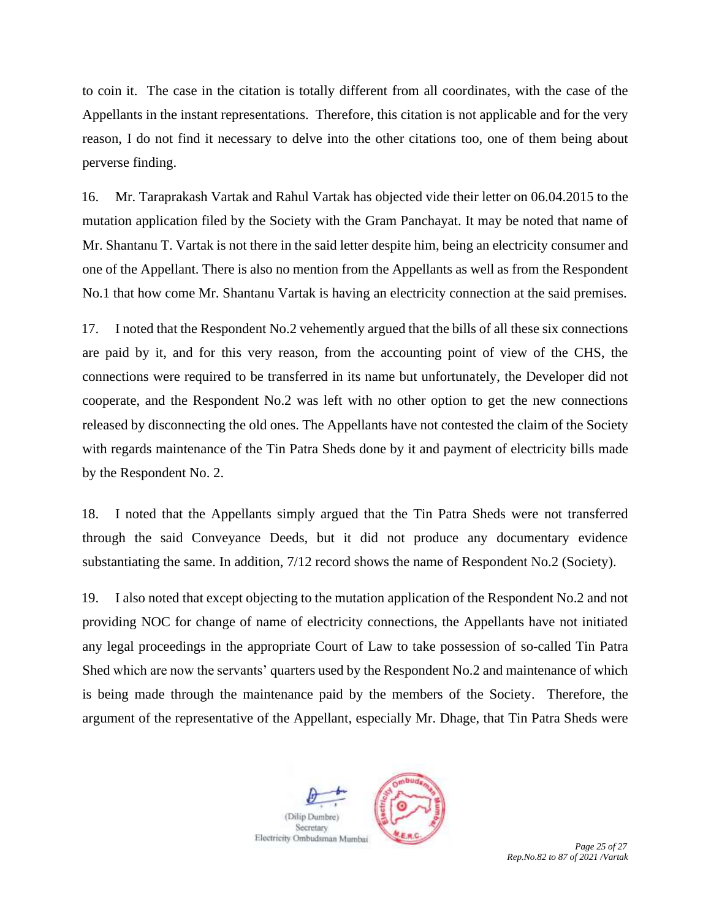to coin it. The case in the citation is totally different from all coordinates, with the case of the Appellants in the instant representations. Therefore, this citation is not applicable and for the very reason, I do not find it necessary to delve into the other citations too, one of them being about perverse finding.

16. Mr. Taraprakash Vartak and Rahul Vartak has objected vide their letter on 06.04.2015 to the mutation application filed by the Society with the Gram Panchayat. It may be noted that name of Mr. Shantanu T. Vartak is not there in the said letter despite him, being an electricity consumer and one of the Appellant. There is also no mention from the Appellants as well as from the Respondent No.1 that how come Mr. Shantanu Vartak is having an electricity connection at the said premises.

17. I noted that the Respondent No.2 vehemently argued that the bills of all these six connections are paid by it, and for this very reason, from the accounting point of view of the CHS, the connections were required to be transferred in its name but unfortunately, the Developer did not cooperate, and the Respondent No.2 was left with no other option to get the new connections released by disconnecting the old ones. The Appellants have not contested the claim of the Society with regards maintenance of the Tin Patra Sheds done by it and payment of electricity bills made by the Respondent No. 2.

18. I noted that the Appellants simply argued that the Tin Patra Sheds were not transferred through the said Conveyance Deeds, but it did not produce any documentary evidence substantiating the same. In addition, 7/12 record shows the name of Respondent No.2 (Society).

19. I also noted that except objecting to the mutation application of the Respondent No.2 and not providing NOC for change of name of electricity connections, the Appellants have not initiated any legal proceedings in the appropriate Court of Law to take possession of so-called Tin Patra Shed which are now the servants' quarters used by the Respondent No.2 and maintenance of which is being made through the maintenance paid by the members of the Society. Therefore, the argument of the representative of the Appellant, especially Mr. Dhage, that Tin Patra Sheds were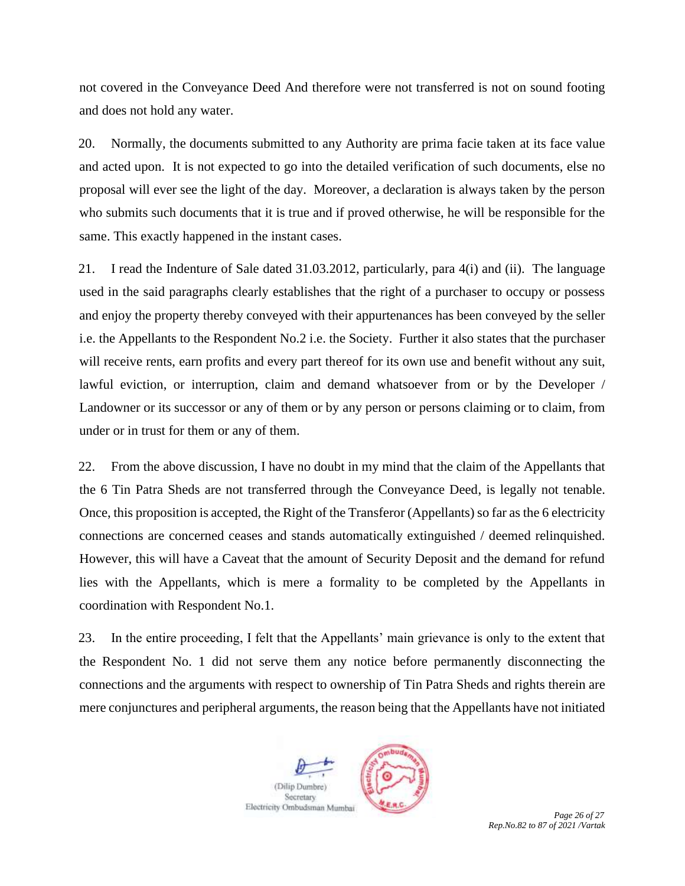not covered in the Conveyance Deed And therefore were not transferred is not on sound footing and does not hold any water.

20. Normally, the documents submitted to any Authority are prima facie taken at its face value and acted upon. It is not expected to go into the detailed verification of such documents, else no proposal will ever see the light of the day. Moreover, a declaration is always taken by the person who submits such documents that it is true and if proved otherwise, he will be responsible for the same. This exactly happened in the instant cases.

21. I read the Indenture of Sale dated 31.03.2012, particularly, para 4(i) and (ii). The language used in the said paragraphs clearly establishes that the right of a purchaser to occupy or possess and enjoy the property thereby conveyed with their appurtenances has been conveyed by the seller i.e. the Appellants to the Respondent No.2 i.e. the Society. Further it also states that the purchaser will receive rents, earn profits and every part thereof for its own use and benefit without any suit, lawful eviction, or interruption, claim and demand whatsoever from or by the Developer / Landowner or its successor or any of them or by any person or persons claiming or to claim, from under or in trust for them or any of them.

22. From the above discussion, I have no doubt in my mind that the claim of the Appellants that the 6 Tin Patra Sheds are not transferred through the Conveyance Deed, is legally not tenable. Once, this proposition is accepted, the Right of the Transferor (Appellants) so far as the 6 electricity connections are concerned ceases and stands automatically extinguished / deemed relinquished. However, this will have a Caveat that the amount of Security Deposit and the demand for refund lies with the Appellants, which is mere a formality to be completed by the Appellants in coordination with Respondent No.1.

23. In the entire proceeding, I felt that the Appellants' main grievance is only to the extent that the Respondent No. 1 did not serve them any notice before permanently disconnecting the connections and the arguments with respect to ownership of Tin Patra Sheds and rights therein are mere conjunctures and peripheral arguments, the reason being that the Appellants have not initiated

(Dilip Dumbre)
Secretary
Electricity Ombudsman Mumbai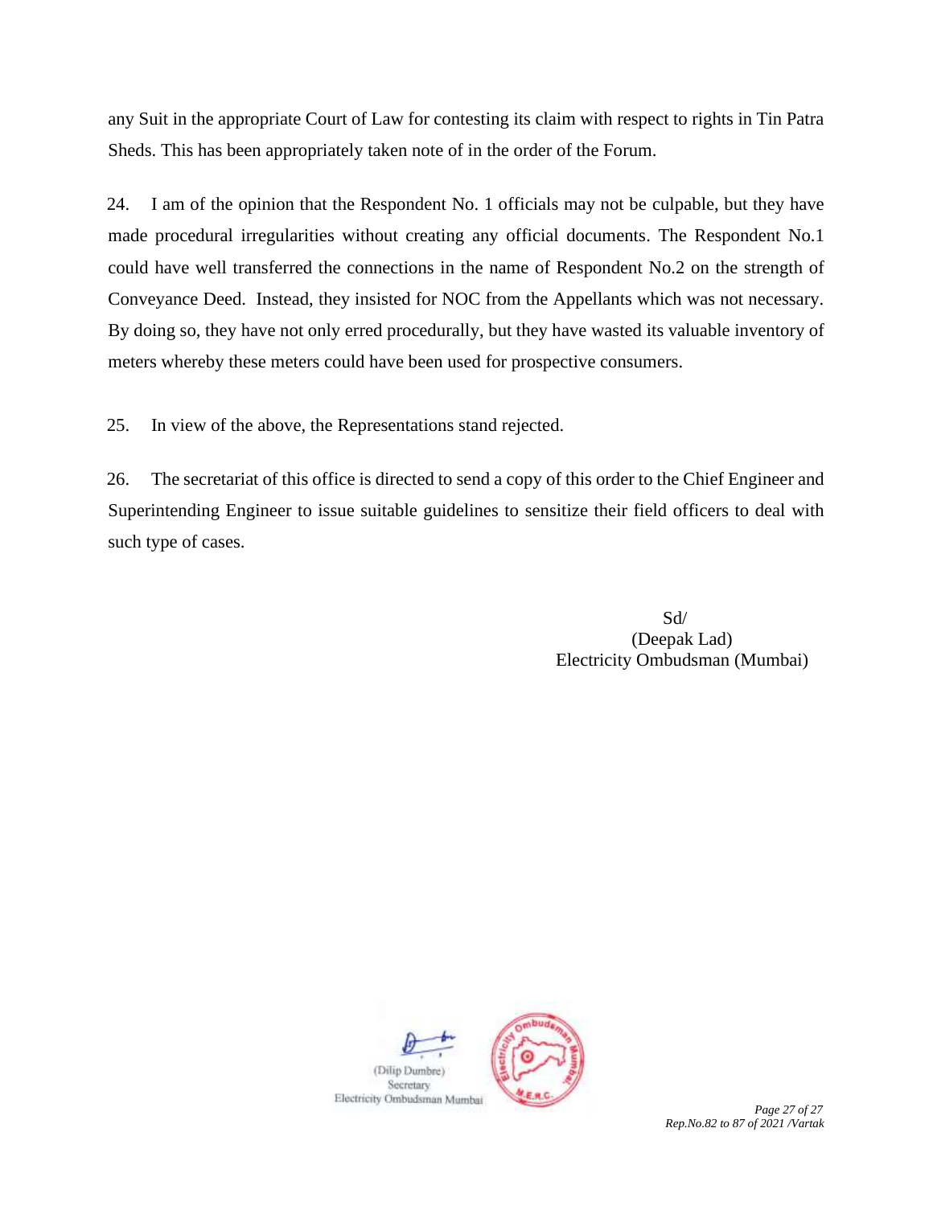any Suit in the appropriate Court of Law for contesting its claim with respect to rights in Tin Patra Sheds. This has been appropriately taken note of in the order of the Forum.

24. I am of the opinion that the Respondent No. 1 officials may not be culpable, but they have made procedural irregularities without creating any official documents. The Respondent No.1 could have well transferred the connections in the name of Respondent No.2 on the strength of Conveyance Deed. Instead, they insisted for NOC from the Appellants which was not necessary. By doing so, they have not only erred procedurally, but they have wasted its valuable inventory of meters whereby these meters could have been used for prospective consumers.

25. In view of the above, the Representations stand rejected.

26. The secretariat of this office is directed to send a copy of this order to the Chief Engineer and Superintending Engineer to issue suitable guidelines to sensitize their field officers to deal with such type of cases.

Sd/
(Deepak Lad)
Electricity Ombudsman (Mumbai)

(Dilip Dumbre)
Secretary
Electricity Ombudsman Mumbai